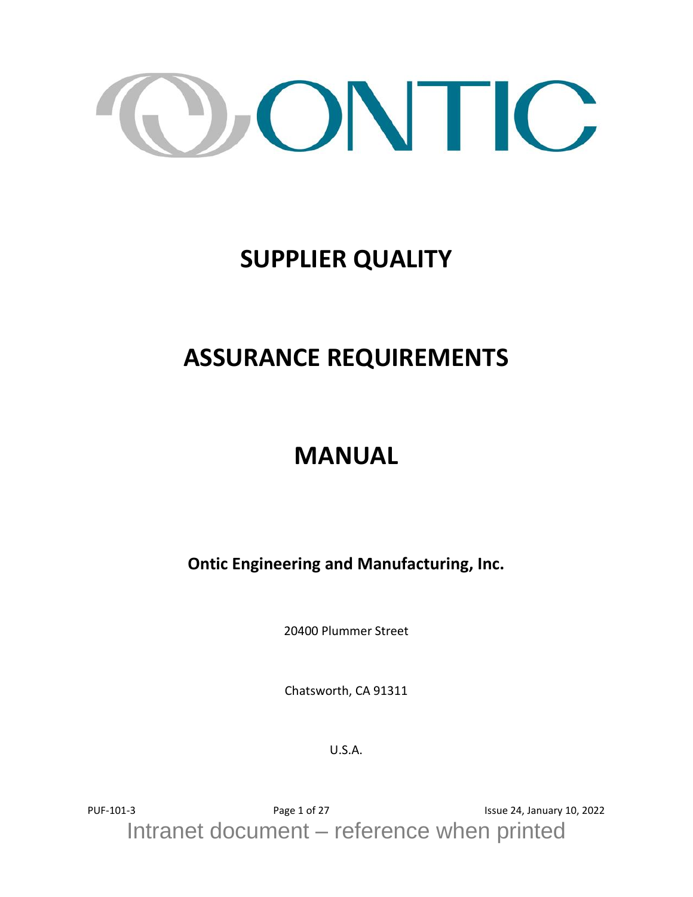ONTIC

# SUPPLIER QUALITY

# ASSURANCE REQUIREMENTS

# MANUAL

**Ontic Engineering and Manufacturing, Inc.**

20400 Plummer Street

Chatsworth, CA 91311

U.S.A.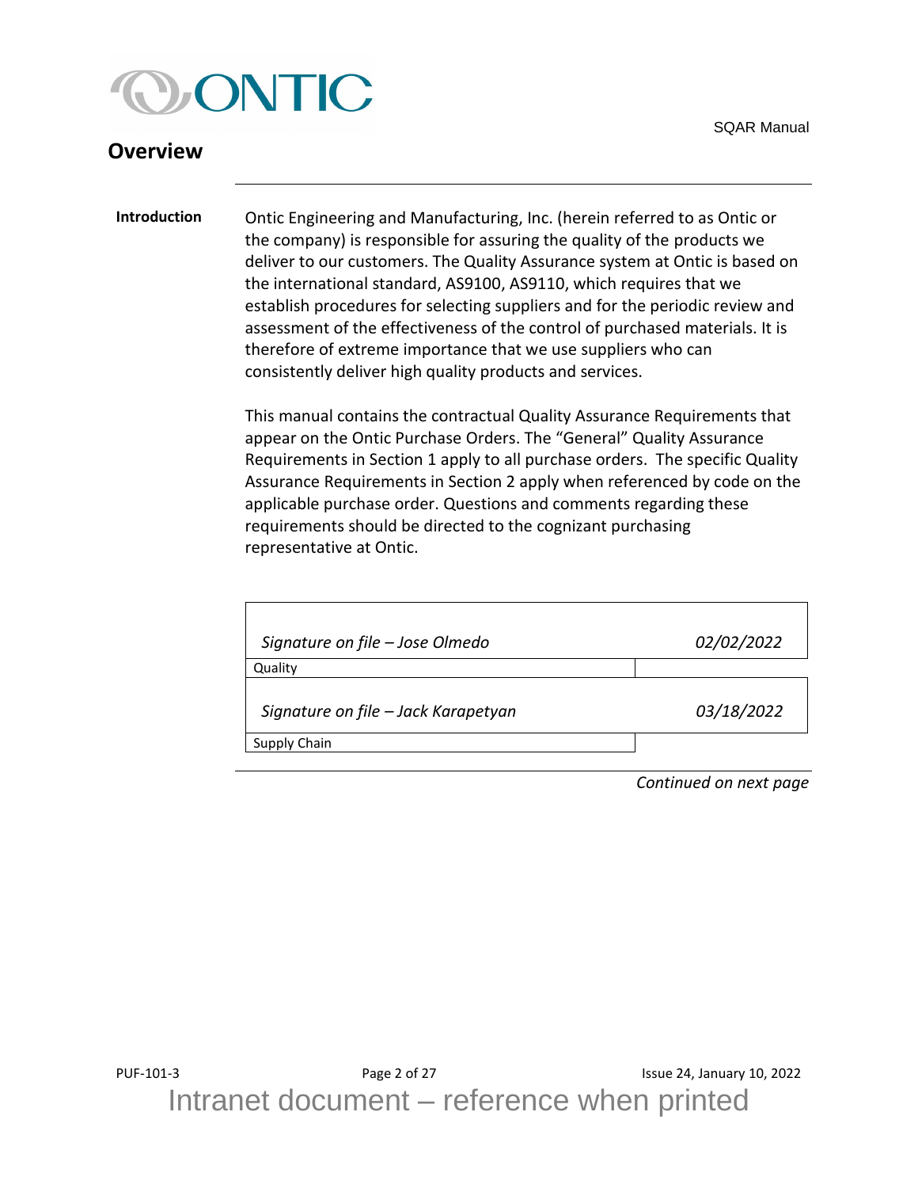## Overview

**Introduction**

Ontic Engineering and Manufacturing, Inc. (herein referred to as Ontic or the company) is responsible for assuring the quality of the products we deliver to our customers. The Quality Assurance system at Ontic is based on the international standard, AS9100, AS9110, which requires that we establish procedures for selecting suppliers and for the periodic review and assessment of the effectiveness of the control of purchased materials. It is therefore of extreme importance that we use suppliers who can consistently deliver high quality products and services.

This manual contains the contractual Quality Assurance Requirements that appear on the Ontic Purchase Orders. The "General" Quality Assurance Requirements in Section 1 apply to all purchase orders. The specific Quality Assurance Requirements in Section 2 apply when referenced by code on the applicable purchase order. Questions and comments regarding these requirements should be directed to the cognizant purchasing representative at Ontic.

| | |
|---|---|
| *Signature on file – Jose Olmedo* | *02/02/2022* |
| Quality | |
| *Signature on file – Jack Karapetyan* | *03/18/2022* |
| Supply Chain | |

*Continued on next page*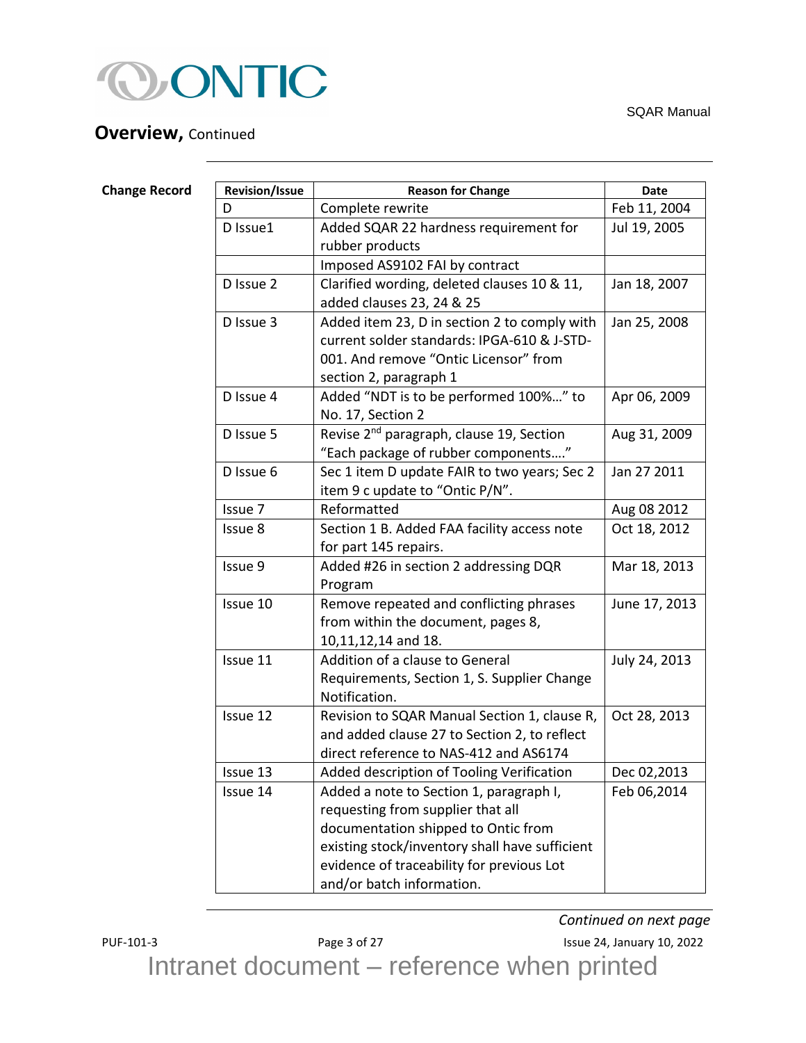## Overview, Continued

**Change Record**

| Revision/Issue | Reason for Change | Date |
|---|---|---|
| D | Complete rewrite | Feb 11, 2004 |
| D Issue1 | Added SQAR 22 hardness requirement for rubber products | Jul 19, 2005 |
| | Imposed AS9102 FAI by contract | |
| D Issue 2 | Clarified wording, deleted clauses 10 & 11, added clauses 23, 24 & 25 | Jan 18, 2007 |
| D Issue 3 | Added item 23, D in section 2 to comply with current solder standards: IPGA-610 & J-STD-001. And remove “Ontic Licensor” from section 2, paragraph 1 | Jan 25, 2008 |
| D Issue 4 | Added “NDT is to be performed 100%…” to No. 17, Section 2 | Apr 06, 2009 |
| D Issue 5 | Revise 2nd paragraph, clause 19, Section “Each package of rubber components….” | Aug 31, 2009 |
| D Issue 6 | Sec 1 item D update FAIR to two years; Sec 2 item 9 c update to “Ontic P/N”. | Jan 27 2011 |
| Issue 7 | Reformatted | Aug 08 2012 |
| Issue 8 | Section 1 B. Added FAA facility access note for part 145 repairs. | Oct 18, 2012 |
| Issue 9 | Added #26 in section 2 addressing DQR Program | Mar 18, 2013 |
| Issue 10 | Remove repeated and conflicting phrases from within the document, pages 8, 10,11,12,14 and 18. | June 17, 2013 |
| Issue 11 | Addition of a clause to General Requirements, Section 1, S. Supplier Change Notification. | July 24, 2013 |
| Issue 12 | Revision to SQAR Manual Section 1, clause R, and added clause 27 to Section 2, to reflect direct reference to NAS-412 and AS6174 | Oct 28, 2013 |
| Issue 13 | Added description of Tooling Verification | Dec 02,2013 |
| Issue 14 | Added a note to Section 1, paragraph I, requesting from supplier that all documentation shipped to Ontic from existing stock/inventory shall have sufficient evidence of traceability for previous Lot and/or batch information. | Feb 06,2014 |

*Continued on next page*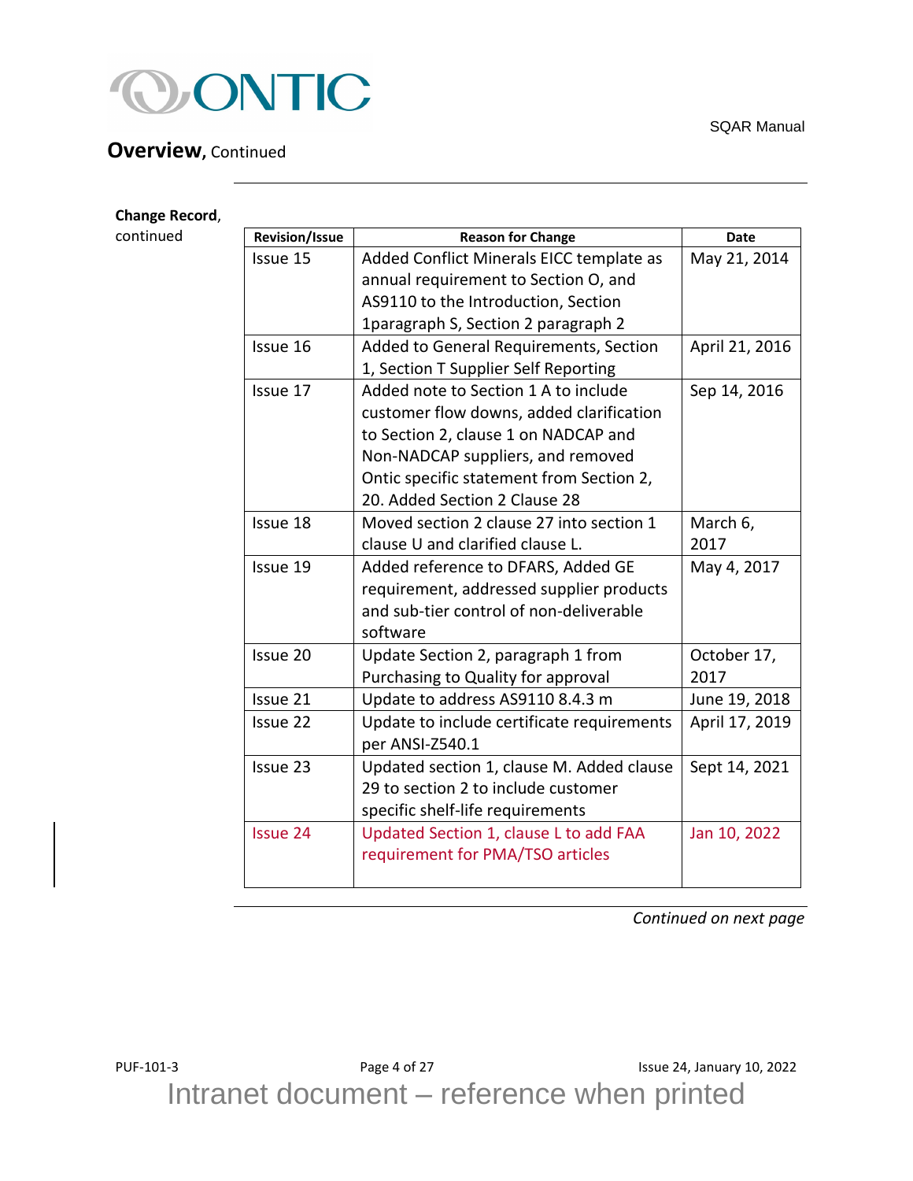## Overview, Continued

**Change Record**, continued

| Revision/Issue | Reason for Change | Date |
|---|---|---|
| Issue 15 | Added Conflict Minerals EICC template as annual requirement to Section O, and AS9110 to the Introduction, Section 1paragraph S, Section 2 paragraph 2 | May 21, 2014 |
| Issue 16 | Added to General Requirements, Section 1, Section T Supplier Self Reporting | April 21, 2016 |
| Issue 17 | Added note to Section 1 A to include customer flow downs, added clarification to Section 2, clause 1 on NADCAP and Non-NADCAP suppliers, and removed Ontic specific statement from Section 2, 20. Added Section 2 Clause 28 | Sep 14, 2016 |
| Issue 18 | Moved section 2 clause 27 into section 1 clause U and clarified clause L. | March 6, 2017 |
| Issue 19 | Added reference to DFARS, Added GE requirement, addressed supplier products and sub-tier control of non-deliverable software | May 4, 2017 |
| Issue 20 | Update Section 2, paragraph 1 from Purchasing to Quality for approval | October 17, 2017 |
| Issue 21 | Update to address AS9110 8.4.3 m | June 19, 2018 |
| Issue 22 | Update to include certificate requirements per ANSI-Z540.1 | April 17, 2019 |
| Issue 23 | Updated section 1, clause M. Added clause 29 to section 2 to include customer specific shelf-life requirements | Sept 14, 2021 |
| Issue 24 | Updated Section 1, clause L to add FAA requirement for PMA/TSO articles | Jan 10, 2022 |

*Continued on next page*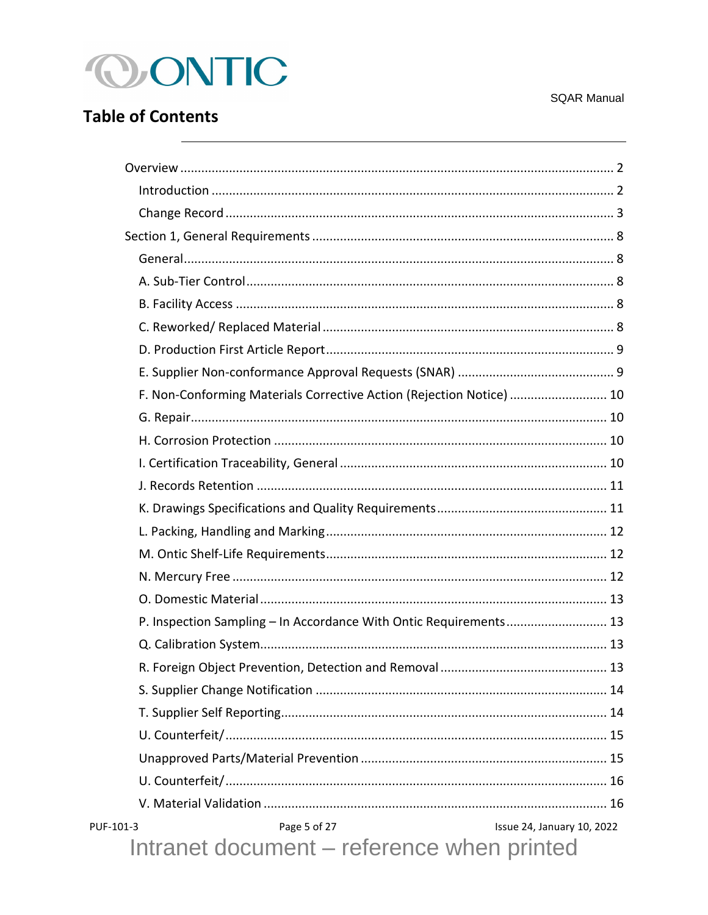## Table of Contents

- Overview ..... 2
  - Introduction ..... 2
  - Change Record ..... 3
- Section 1, General Requirements ..... 8
  - General ..... 8
  - A. Sub-Tier Control ..... 8
  - B. Facility Access ..... 8
  - C. Reworked/ Replaced Material ..... 8
  - D. Production First Article Report ..... 9
  - E. Supplier Non-conformance Approval Requests (SNAR) ..... 9
  - F. Non-Conforming Materials Corrective Action (Rejection Notice) ..... 10
  - G. Repair ..... 10
  - H. Corrosion Protection ..... 10
  - I. Certification Traceability, General ..... 10
  - J. Records Retention ..... 11
  - K. Drawings Specifications and Quality Requirements ..... 11
  - L. Packing, Handling and Marking ..... 12
  - M. Ontic Shelf-Life Requirements ..... 12
  - N. Mercury Free ..... 12
  - O. Domestic Material ..... 13
  - P. Inspection Sampling – In Accordance With Ontic Requirements ..... 13
  - Q. Calibration System ..... 13
  - R. Foreign Object Prevention, Detection and Removal ..... 13
  - S. Supplier Change Notification ..... 14
  - T. Supplier Self Reporting ..... 14
  - U. Counterfeit/ ..... 15
  - Unapproved Parts/Material Prevention ..... 15
  - U. Counterfeit/ ..... 16
  - V. Material Validation ..... 16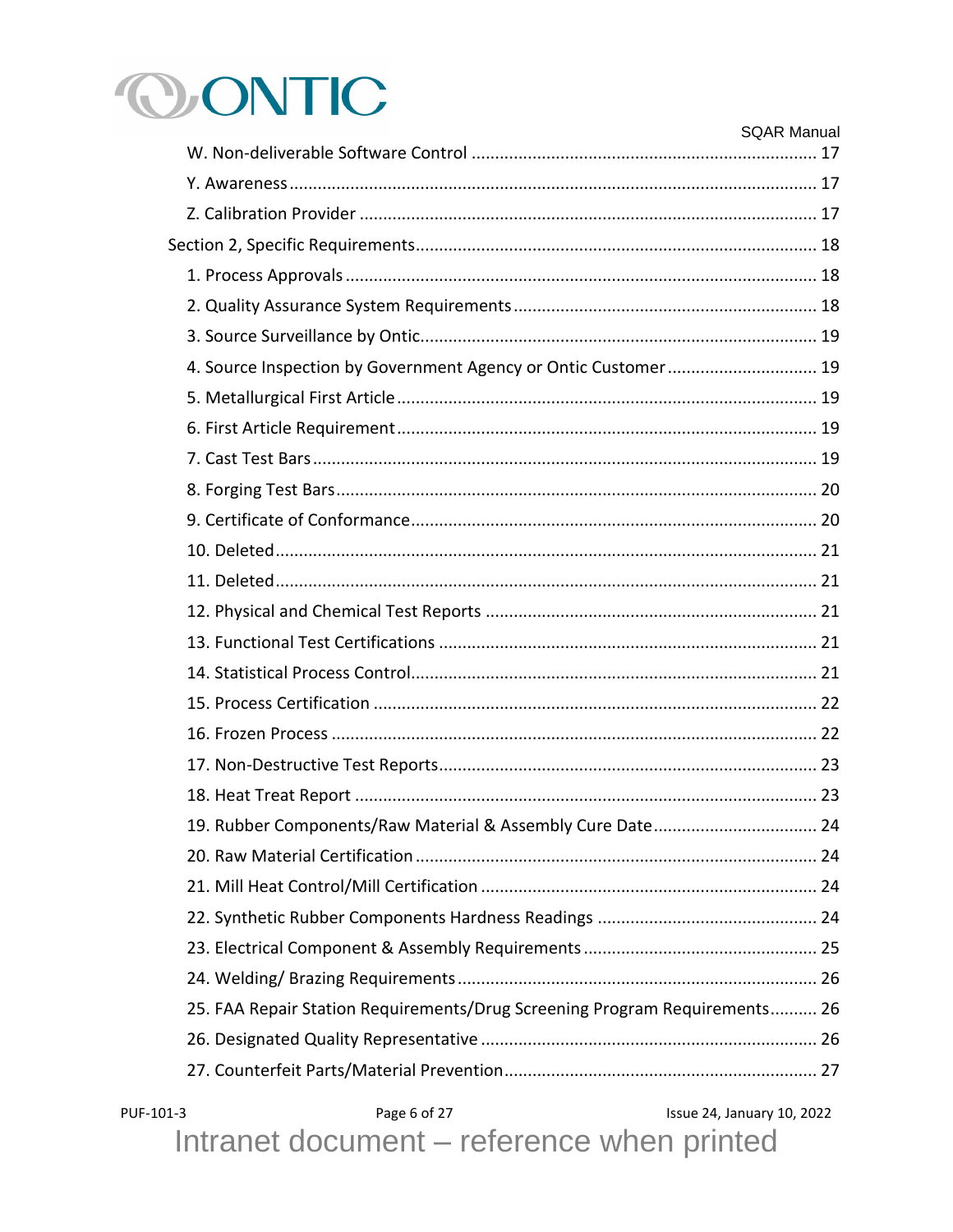W. Non-deliverable Software Control ........ 17

Y. Awareness ........ 17

Z. Calibration Provider ........ 17

Section 2, Specific Requirements ........ 18

1. Process Approvals ........ 18
2. Quality Assurance System Requirements ........ 18
3. Source Surveillance by Ontic ........ 19
4. Source Inspection by Government Agency or Ontic Customer ........ 19
5. Metallurgical First Article ........ 19
6. First Article Requirement ........ 19
7. Cast Test Bars ........ 19
8. Forging Test Bars ........ 20
9. Certificate of Conformance ........ 20
10. Deleted ........ 21
11. Deleted ........ 21
12. Physical and Chemical Test Reports ........ 21
13. Functional Test Certifications ........ 21
14. Statistical Process Control ........ 21
15. Process Certification ........ 22
16. Frozen Process ........ 22
17. Non-Destructive Test Reports ........ 23
18. Heat Treat Report ........ 23
19. Rubber Components/Raw Material & Assembly Cure Date ........ 24
20. Raw Material Certification ........ 24
21. Mill Heat Control/Mill Certification ........ 24
22. Synthetic Rubber Components Hardness Readings ........ 24
23. Electrical Component & Assembly Requirements ........ 25
24. Welding/ Brazing Requirements ........ 26
25. FAA Repair Station Requirements/Drug Screening Program Requirements ........ 26
26. Designated Quality Representative ........ 26
27. Counterfeit Parts/Material Prevention ........ 27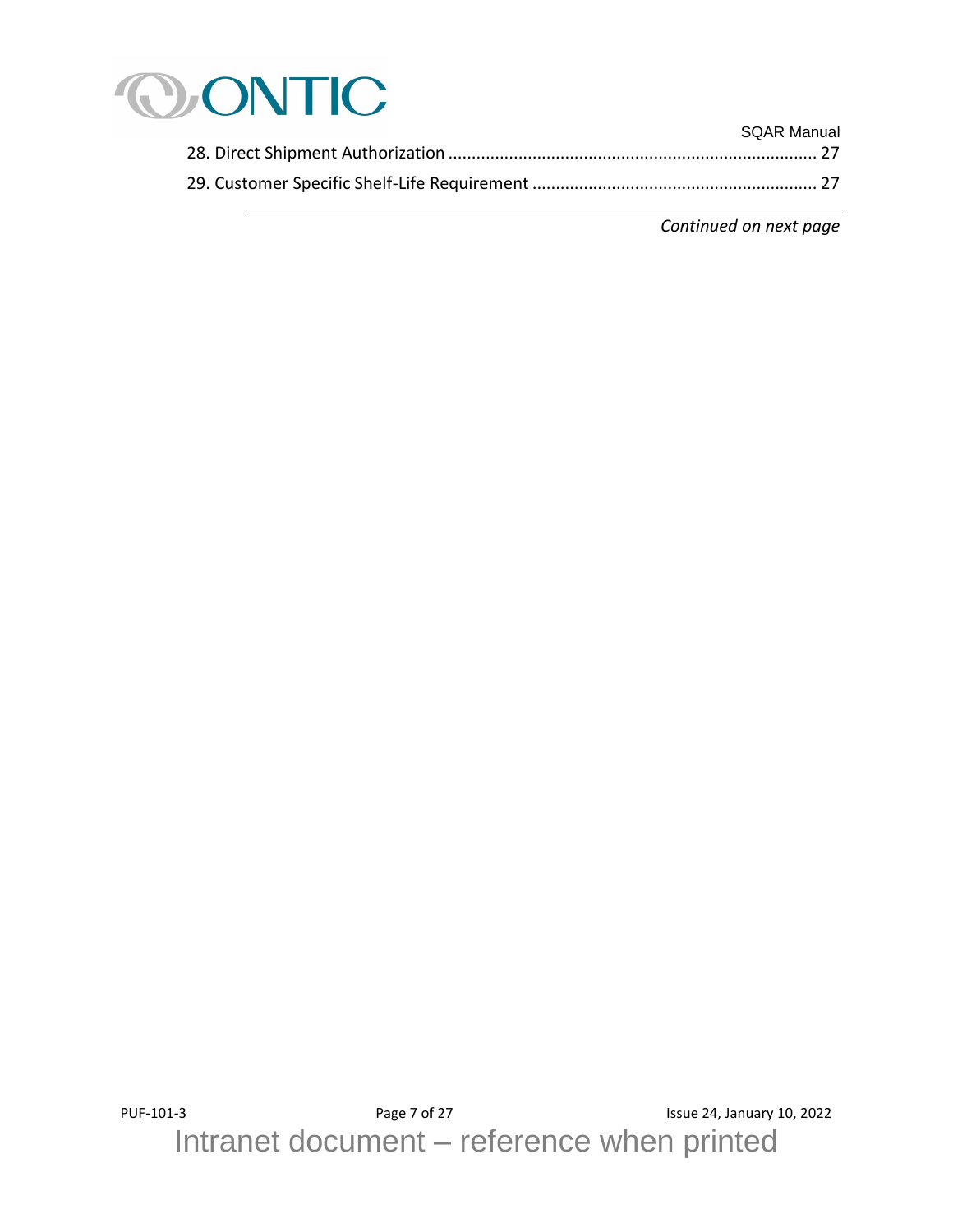28. Direct Shipment Authorization ............................................................................. 27

29. Customer Specific Shelf-Life Requirement ............................................................ 27

*Continued on next page*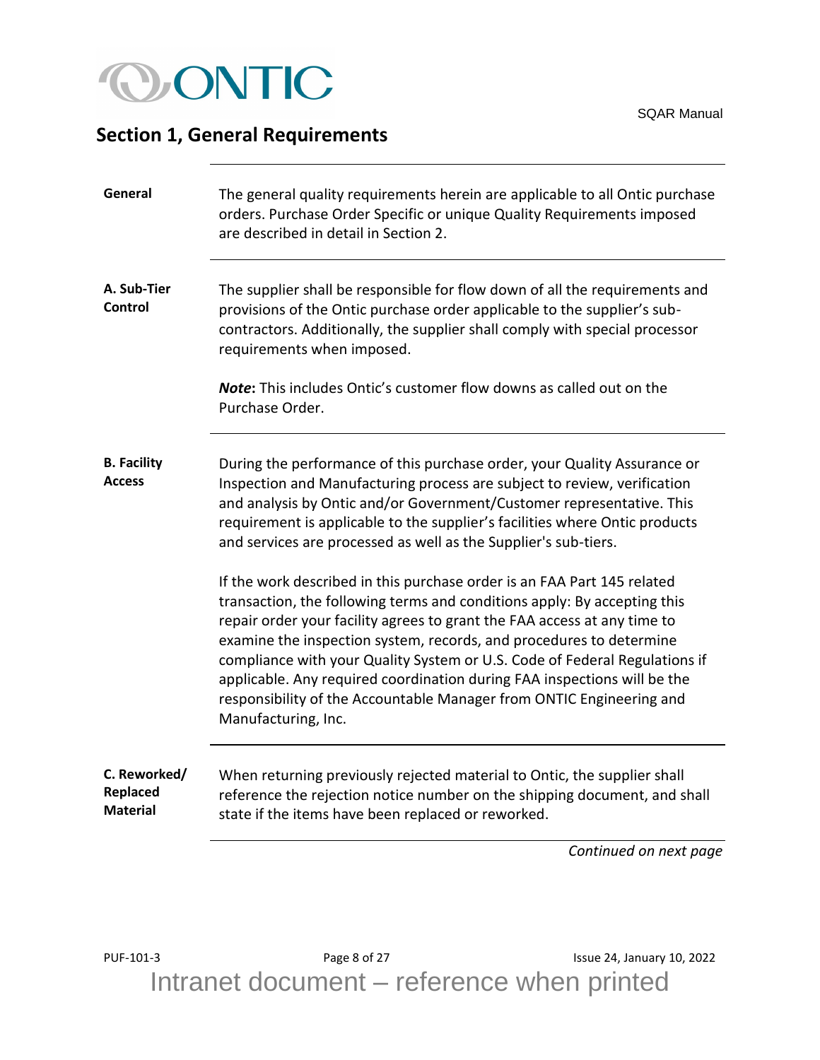## Section 1, General Requirements

**General**

The general quality requirements herein are applicable to all Ontic purchase orders. Purchase Order Specific or unique Quality Requirements imposed are described in detail in Section 2.

**A. Sub-Tier Control**

The supplier shall be responsible for flow down of all the requirements and provisions of the Ontic purchase order applicable to the supplier's sub-contractors. Additionally, the supplier shall comply with special processor requirements when imposed.

***Note*****:** This includes Ontic's customer flow downs as called out on the Purchase Order.

**B. Facility Access**

During the performance of this purchase order, your Quality Assurance or Inspection and Manufacturing process are subject to review, verification and analysis by Ontic and/or Government/Customer representative. This requirement is applicable to the supplier's facilities where Ontic products and services are processed as well as the Supplier's sub-tiers.

If the work described in this purchase order is an FAA Part 145 related transaction, the following terms and conditions apply: By accepting this repair order your facility agrees to grant the FAA access at any time to examine the inspection system, records, and procedures to determine compliance with your Quality System or U.S. Code of Federal Regulations if applicable. Any required coordination during FAA inspections will be the responsibility of the Accountable Manager from ONTIC Engineering and Manufacturing, Inc.

**C. Reworked/ Replaced Material**

When returning previously rejected material to Ontic, the supplier shall reference the rejection notice number on the shipping document, and shall state if the items have been replaced or reworked.

*Continued on next page*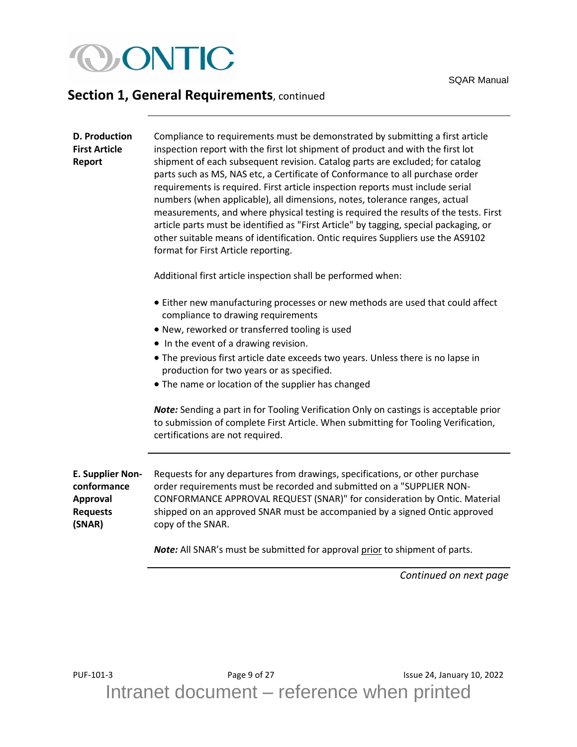## Section 1, General Requirements, continued

### D. Production First Article Report

Compliance to requirements must be demonstrated by submitting a first article inspection report with the first lot shipment of product and with the first lot shipment of each subsequent revision. Catalog parts are excluded; for catalog parts such as MS, NAS etc, a Certificate of Conformance to all purchase order requirements is required. First article inspection reports must include serial numbers (when applicable), all dimensions, notes, tolerance ranges, actual measurements, and where physical testing is required the results of the tests. First article parts must be identified as "First Article" by tagging, special packaging, or other suitable means of identification. Ontic requires Suppliers use the AS9102 format for First Article reporting.

Additional first article inspection shall be performed when:

- Either new manufacturing processes or new methods are used that could affect compliance to drawing requirements
- New, reworked or transferred tooling is used
- In the event of a drawing revision.
- The previous first article date exceeds two years. Unless there is no lapse in production for two years or as specified.
- The name or location of the supplier has changed

***Note:*** Sending a part in for Tooling Verification Only on castings is acceptable prior to submission of complete First Article. When submitting for Tooling Verification, certifications are not required.

### E. Supplier Non-conformance Approval Requests (SNAR)

Requests for any departures from drawings, specifications, or other purchase order requirements must be recorded and submitted on a "SUPPLIER NON-CONFORMANCE APPROVAL REQUEST (SNAR)" for consideration by Ontic. Material shipped on an approved SNAR must be accompanied by a signed Ontic approved copy of the SNAR.

***Note:*** All SNAR's must be submitted for approval <u>prior</u> to shipment of parts.

*Continued on next page*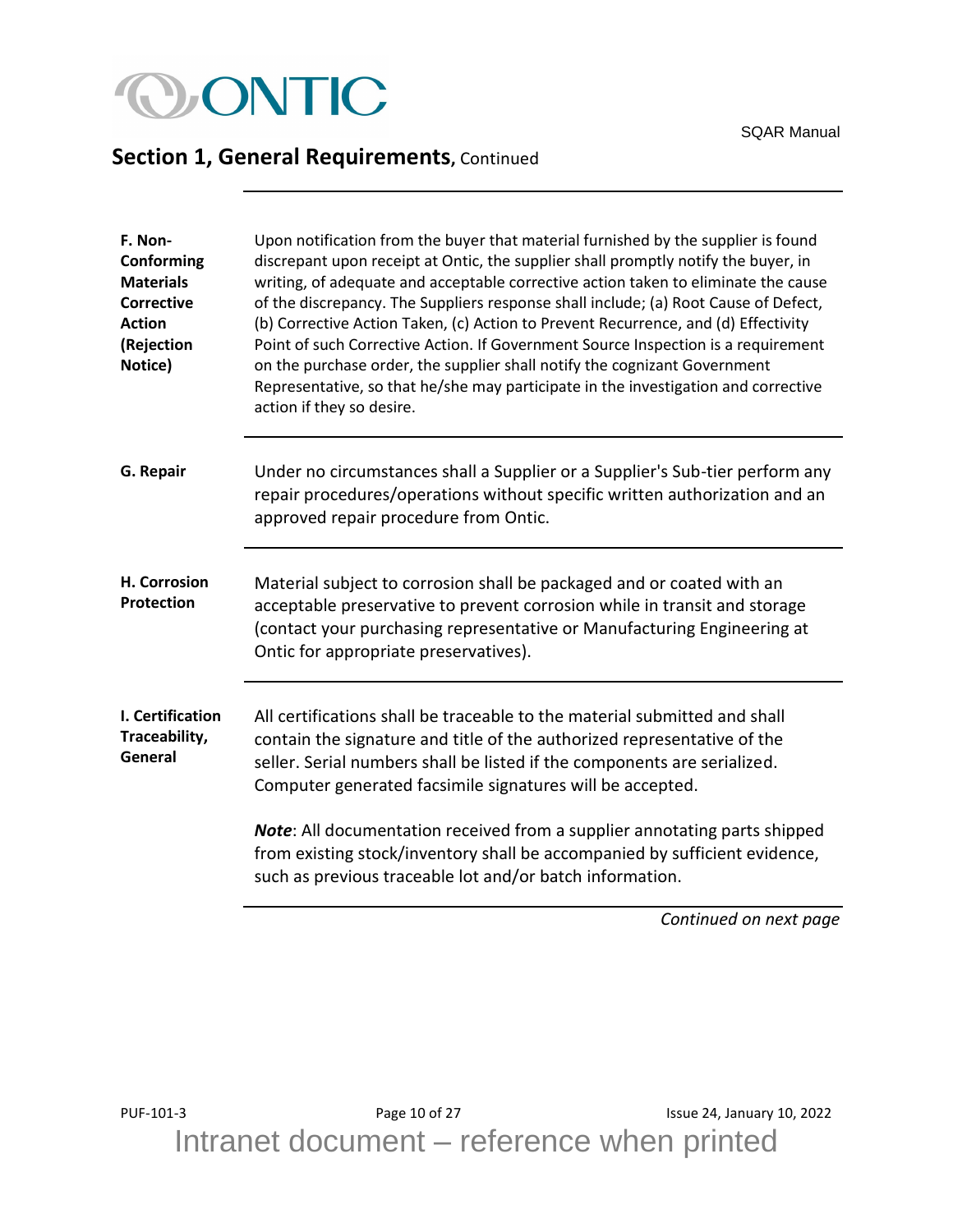## Section 1, General Requirements, Continued

**F. Non-Conforming Materials Corrective Action (Rejection Notice)**

Upon notification from the buyer that material furnished by the supplier is found discrepant upon receipt at Ontic, the supplier shall promptly notify the buyer, in writing, of adequate and acceptable corrective action taken to eliminate the cause of the discrepancy. The Suppliers response shall include; (a) Root Cause of Defect, (b) Corrective Action Taken, (c) Action to Prevent Recurrence, and (d) Effectivity Point of such Corrective Action. If Government Source Inspection is a requirement on the purchase order, the supplier shall notify the cognizant Government Representative, so that he/she may participate in the investigation and corrective action if they so desire.

**G. Repair**

Under no circumstances shall a Supplier or a Supplier's Sub-tier perform any repair procedures/operations without specific written authorization and an approved repair procedure from Ontic.

**H. Corrosion Protection**

Material subject to corrosion shall be packaged and or coated with an acceptable preservative to prevent corrosion while in transit and storage (contact your purchasing representative or Manufacturing Engineering at Ontic for appropriate preservatives).

**I. Certification Traceability, General**

All certifications shall be traceable to the material submitted and shall contain the signature and title of the authorized representative of the seller. Serial numbers shall be listed if the components are serialized. Computer generated facsimile signatures will be accepted.

***Note***: All documentation received from a supplier annotating parts shipped from existing stock/inventory shall be accompanied by sufficient evidence, such as previous traceable lot and/or batch information.

*Continued on next page*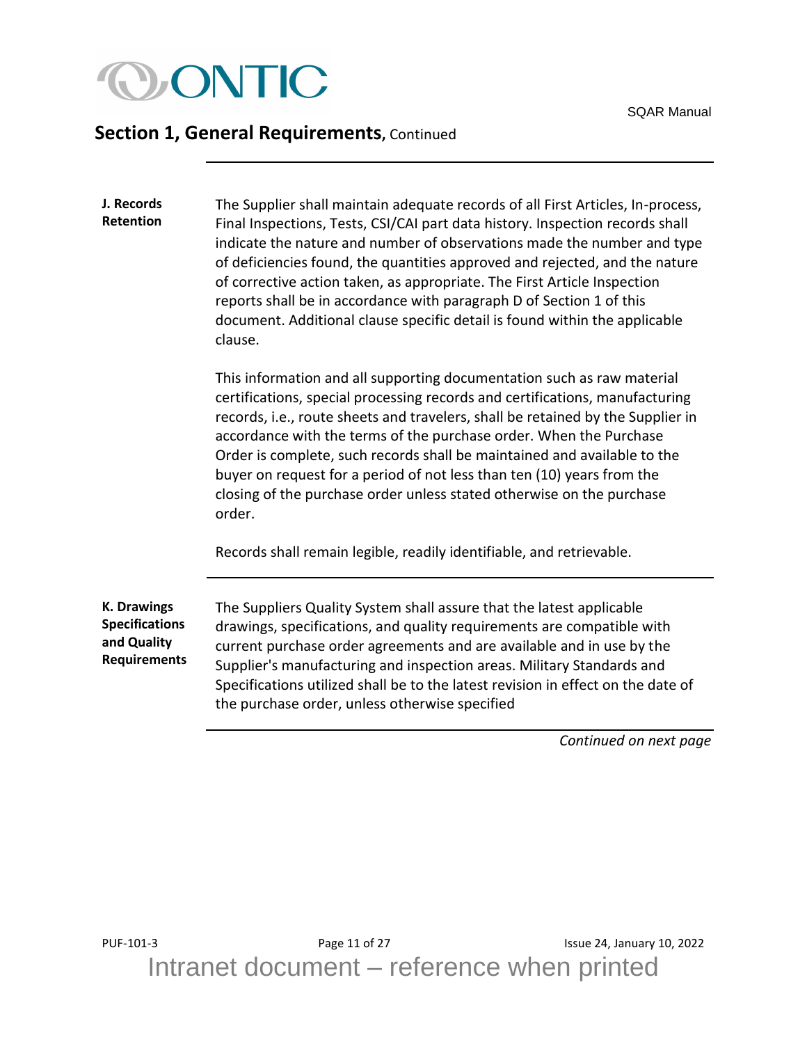## Section 1, General Requirements, Continued

**J. Records Retention**

The Supplier shall maintain adequate records of all First Articles, In-process, Final Inspections, Tests, CSI/CAI part data history. Inspection records shall indicate the nature and number of observations made the number and type of deficiencies found, the quantities approved and rejected, and the nature of corrective action taken, as appropriate. The First Article Inspection reports shall be in accordance with paragraph D of Section 1 of this document. Additional clause specific detail is found within the applicable clause.

This information and all supporting documentation such as raw material certifications, special processing records and certifications, manufacturing records, i.e., route sheets and travelers, shall be retained by the Supplier in accordance with the terms of the purchase order. When the Purchase Order is complete, such records shall be maintained and available to the buyer on request for a period of not less than ten (10) years from the closing of the purchase order unless stated otherwise on the purchase order.

Records shall remain legible, readily identifiable, and retrievable.

**K. Drawings Specifications and Quality Requirements**

The Suppliers Quality System shall assure that the latest applicable drawings, specifications, and quality requirements are compatible with current purchase order agreements and are available and in use by the Supplier's manufacturing and inspection areas. Military Standards and Specifications utilized shall be to the latest revision in effect on the date of the purchase order, unless otherwise specified

*Continued on next page*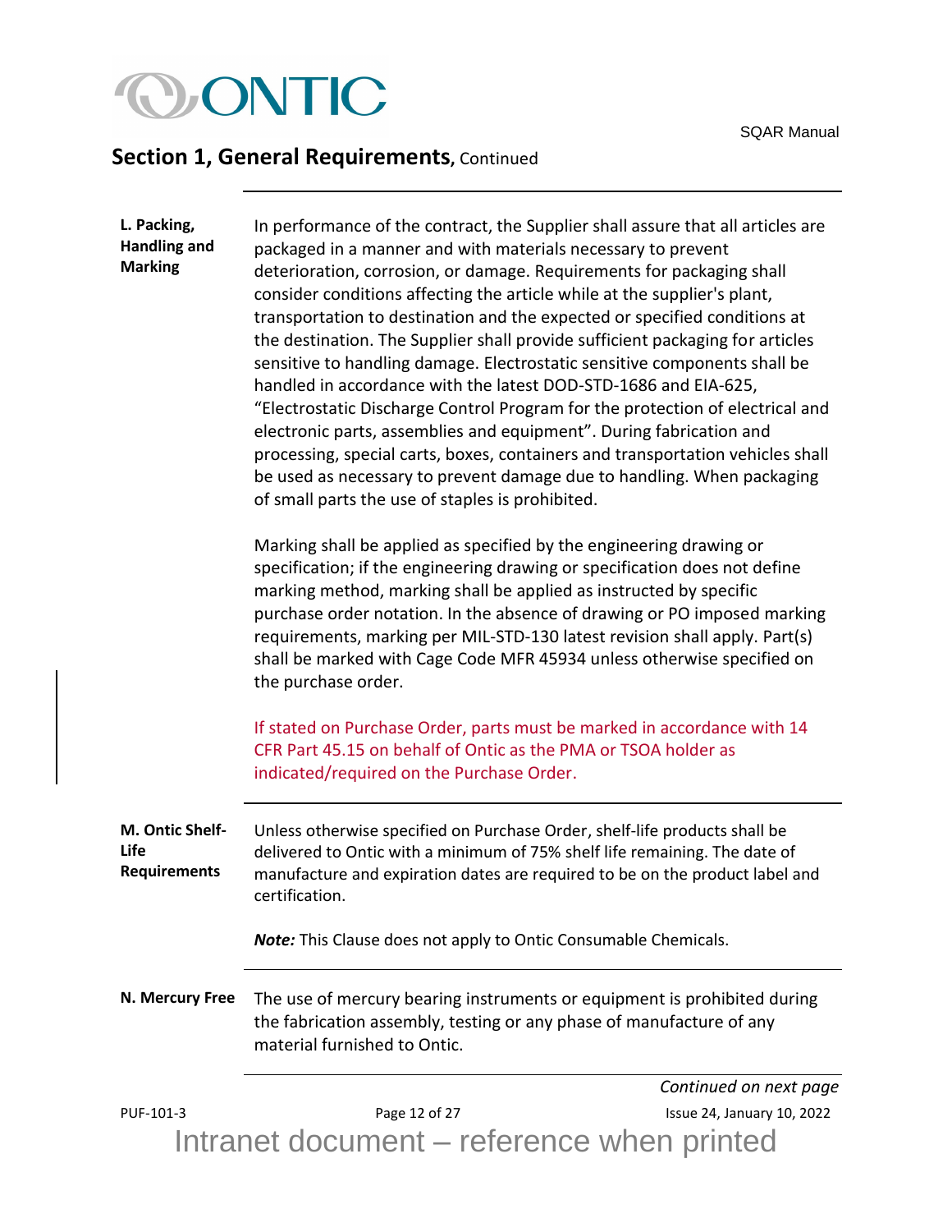## Section 1, General Requirements, Continued

**L. Packing, Handling and Marking**

In performance of the contract, the Supplier shall assure that all articles are packaged in a manner and with materials necessary to prevent deterioration, corrosion, or damage. Requirements for packaging shall consider conditions affecting the article while at the supplier's plant, transportation to destination and the expected or specified conditions at the destination. The Supplier shall provide sufficient packaging for articles sensitive to handling damage. Electrostatic sensitive components shall be handled in accordance with the latest DOD-STD-1686 and EIA-625, "Electrostatic Discharge Control Program for the protection of electrical and electronic parts, assemblies and equipment". During fabrication and processing, special carts, boxes, containers and transportation vehicles shall be used as necessary to prevent damage due to handling. When packaging of small parts the use of staples is prohibited.

Marking shall be applied as specified by the engineering drawing or specification; if the engineering drawing or specification does not define marking method, marking shall be applied as instructed by specific purchase order notation. In the absence of drawing or PO imposed marking requirements, marking per MIL-STD-130 latest revision shall apply. Part(s) shall be marked with Cage Code MFR 45934 unless otherwise specified on the purchase order.

If stated on Purchase Order, parts must be marked in accordance with 14 CFR Part 45.15 on behalf of Ontic as the PMA or TSOA holder as indicated/required on the Purchase Order.

**M. Ontic Shelf-Life Requirements**

Unless otherwise specified on Purchase Order, shelf-life products shall be delivered to Ontic with a minimum of 75% shelf life remaining. The date of manufacture and expiration dates are required to be on the product label and certification.

***Note:*** This Clause does not apply to Ontic Consumable Chemicals.

**N. Mercury Free**

The use of mercury bearing instruments or equipment is prohibited during the fabrication assembly, testing or any phase of manufacture of any material furnished to Ontic.

*Continued on next page*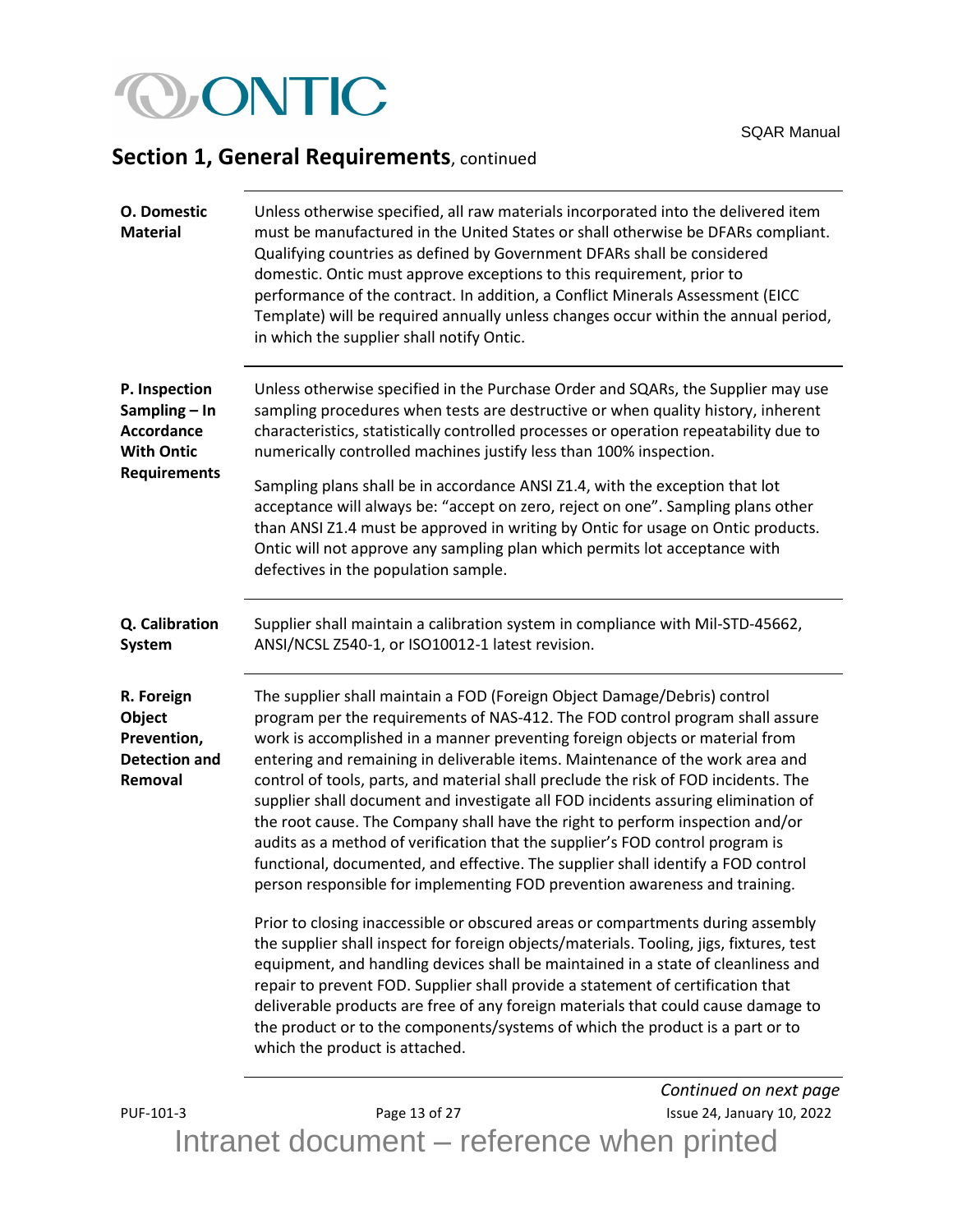## Section 1, General Requirements, continued

**O. Domestic Material**

Unless otherwise specified, all raw materials incorporated into the delivered item must be manufactured in the United States or shall otherwise be DFARs compliant. Qualifying countries as defined by Government DFARs shall be considered domestic. Ontic must approve exceptions to this requirement, prior to performance of the contract. In addition, a Conflict Minerals Assessment (EICC Template) will be required annually unless changes occur within the annual period, in which the supplier shall notify Ontic.

**P. Inspection Sampling – In Accordance With Ontic Requirements**

Unless otherwise specified in the Purchase Order and SQARs, the Supplier may use sampling procedures when tests are destructive or when quality history, inherent characteristics, statistically controlled processes or operation repeatability due to numerically controlled machines justify less than 100% inspection.

Sampling plans shall be in accordance ANSI Z1.4, with the exception that lot acceptance will always be: "accept on zero, reject on one". Sampling plans other than ANSI Z1.4 must be approved in writing by Ontic for usage on Ontic products. Ontic will not approve any sampling plan which permits lot acceptance with defectives in the population sample.

**Q. Calibration System**

Supplier shall maintain a calibration system in compliance with Mil-STD-45662, ANSI/NCSL Z540-1, or ISO10012-1 latest revision.

**R. Foreign Object Prevention, Detection and Removal**

The supplier shall maintain a FOD (Foreign Object Damage/Debris) control program per the requirements of NAS-412. The FOD control program shall assure work is accomplished in a manner preventing foreign objects or material from entering and remaining in deliverable items. Maintenance of the work area and control of tools, parts, and material shall preclude the risk of FOD incidents. The supplier shall document and investigate all FOD incidents assuring elimination of the root cause. The Company shall have the right to perform inspection and/or audits as a method of verification that the supplier's FOD control program is functional, documented, and effective. The supplier shall identify a FOD control person responsible for implementing FOD prevention awareness and training.

Prior to closing inaccessible or obscured areas or compartments during assembly the supplier shall inspect for foreign objects/materials. Tooling, jigs, fixtures, test equipment, and handling devices shall be maintained in a state of cleanliness and repair to prevent FOD. Supplier shall provide a statement of certification that deliverable products are free of any foreign materials that could cause damage to the product or to the components/systems of which the product is a part or to which the product is attached.

*Continued on next page*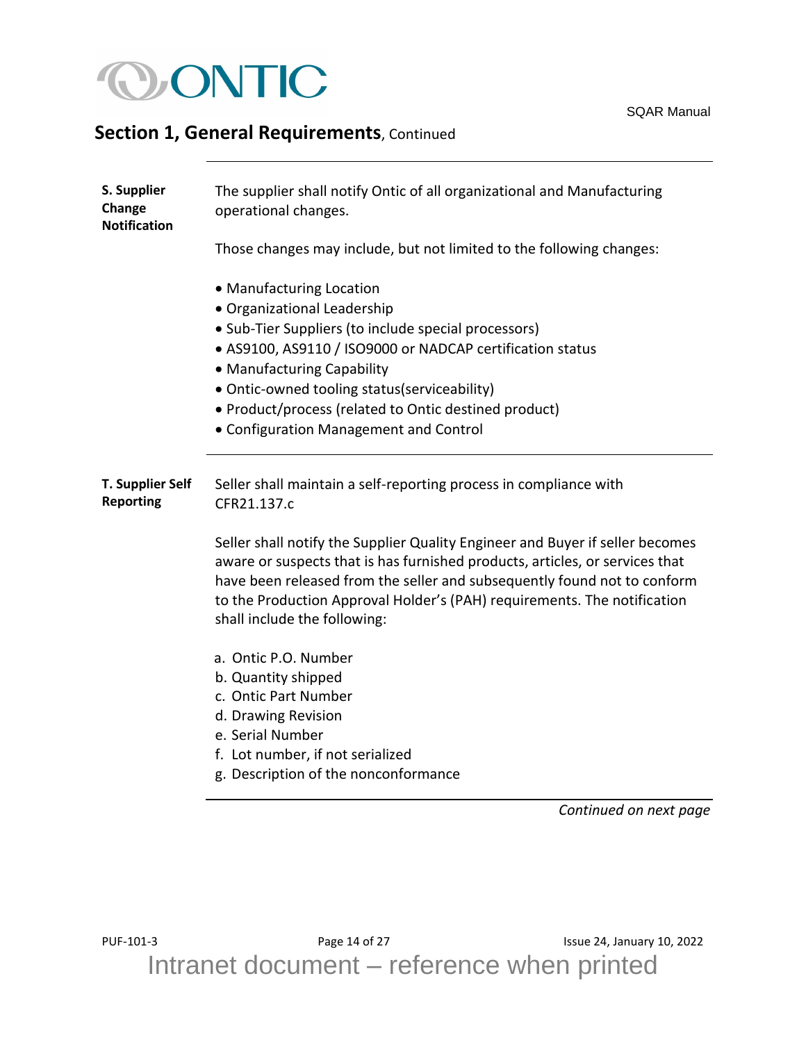## Section 1, General Requirements, Continued

**S. Supplier Change Notification**

The supplier shall notify Ontic of all organizational and Manufacturing operational changes.

Those changes may include, but not limited to the following changes:

- Manufacturing Location
- Organizational Leadership
- Sub-Tier Suppliers (to include special processors)
- AS9100, AS9110 / ISO9000 or NADCAP certification status
- Manufacturing Capability
- Ontic-owned tooling status(serviceability)
- Product/process (related to Ontic destined product)
- Configuration Management and Control

**T. Supplier Self Reporting**

Seller shall maintain a self-reporting process in compliance with CFR21.137.c

Seller shall notify the Supplier Quality Engineer and Buyer if seller becomes aware or suspects that is has furnished products, articles, or services that have been released from the seller and subsequently found not to conform to the Production Approval Holder's (PAH) requirements. The notification shall include the following:

a. Ontic P.O. Number
b. Quantity shipped
c. Ontic Part Number
d. Drawing Revision
e. Serial Number
f. Lot number, if not serialized
g. Description of the nonconformance

*Continued on next page*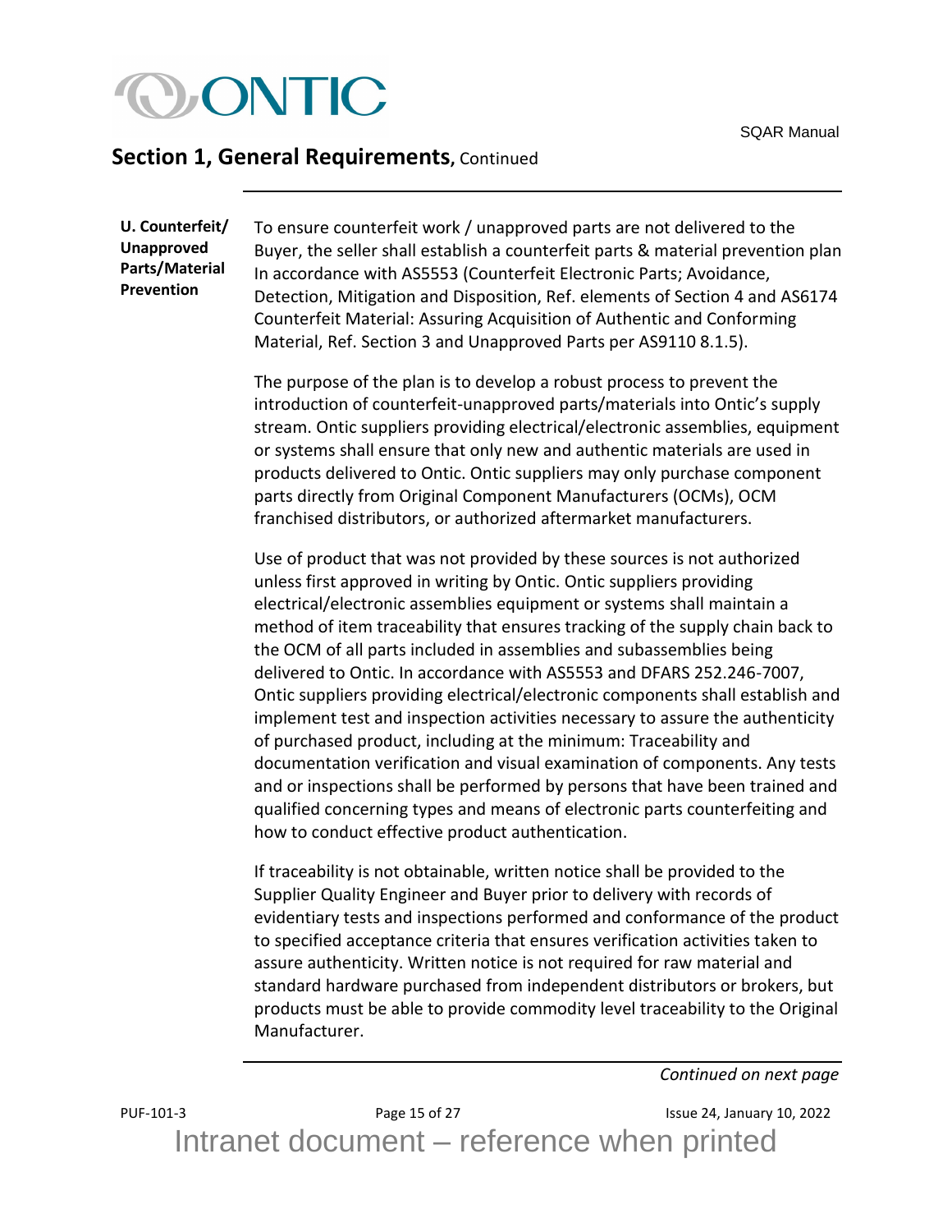## Section 1, General Requirements, Continued

**U. Counterfeit/ Unapproved Parts/Material Prevention**

To ensure counterfeit work / unapproved parts are not delivered to the Buyer, the seller shall establish a counterfeit parts & material prevention plan In accordance with AS5553 (Counterfeit Electronic Parts; Avoidance, Detection, Mitigation and Disposition, Ref. elements of Section 4 and AS6174 Counterfeit Material: Assuring Acquisition of Authentic and Conforming Material, Ref. Section 3 and Unapproved Parts per AS9110 8.1.5).

The purpose of the plan is to develop a robust process to prevent the introduction of counterfeit-unapproved parts/materials into Ontic's supply stream. Ontic suppliers providing electrical/electronic assemblies, equipment or systems shall ensure that only new and authentic materials are used in products delivered to Ontic. Ontic suppliers may only purchase component parts directly from Original Component Manufacturers (OCMs), OCM franchised distributors, or authorized aftermarket manufacturers.

Use of product that was not provided by these sources is not authorized unless first approved in writing by Ontic. Ontic suppliers providing electrical/electronic assemblies equipment or systems shall maintain a method of item traceability that ensures tracking of the supply chain back to the OCM of all parts included in assemblies and subassemblies being delivered to Ontic. In accordance with AS5553 and DFARS 252.246-7007, Ontic suppliers providing electrical/electronic components shall establish and implement test and inspection activities necessary to assure the authenticity of purchased product, including at the minimum: Traceability and documentation verification and visual examination of components. Any tests and or inspections shall be performed by persons that have been trained and qualified concerning types and means of electronic parts counterfeiting and how to conduct effective product authentication.

If traceability is not obtainable, written notice shall be provided to the Supplier Quality Engineer and Buyer prior to delivery with records of evidentiary tests and inspections performed and conformance of the product to specified acceptance criteria that ensures verification activities taken to assure authenticity. Written notice is not required for raw material and standard hardware purchased from independent distributors or brokers, but products must be able to provide commodity level traceability to the Original Manufacturer.

*Continued on next page*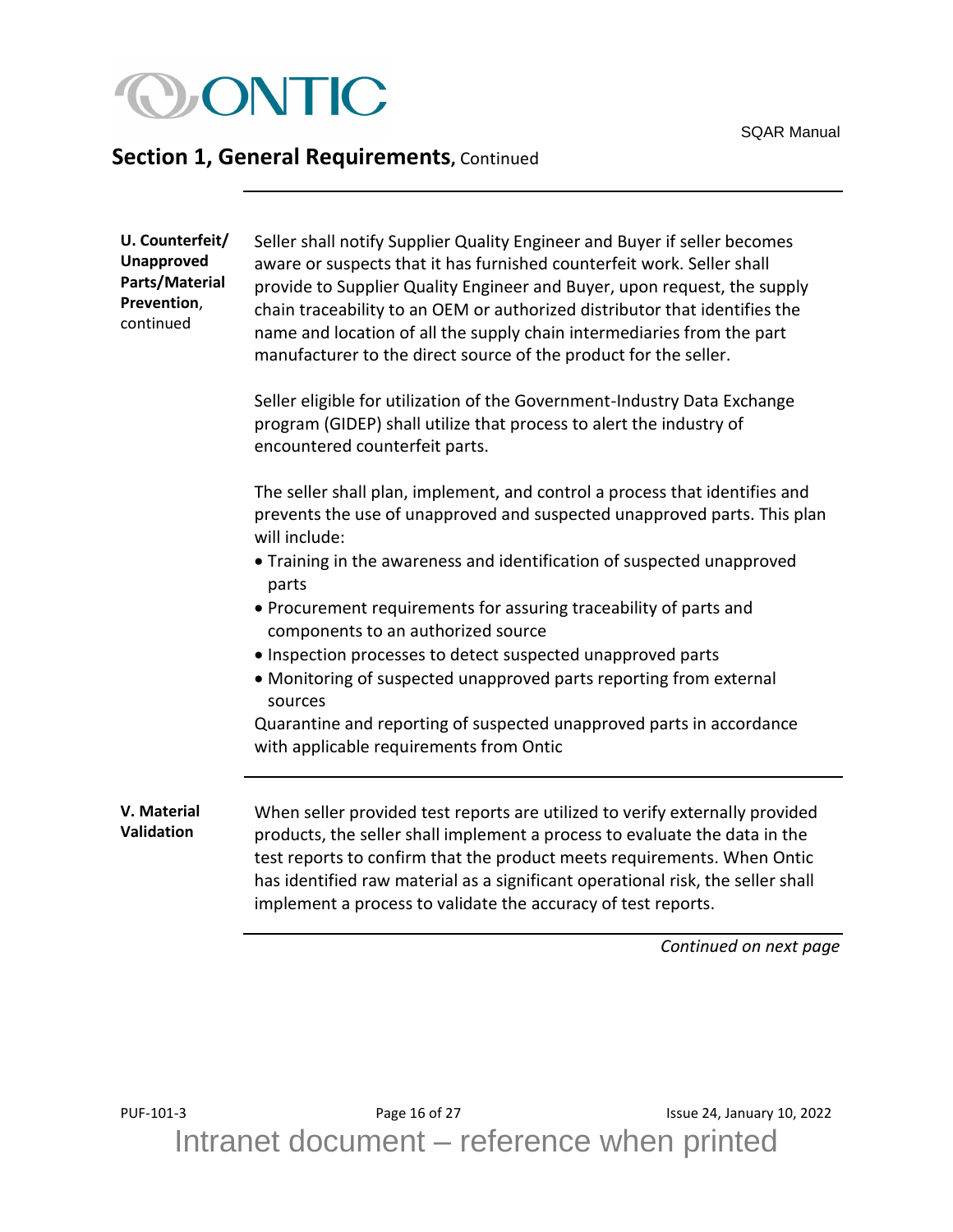## Section 1, General Requirements, Continued

**U. Counterfeit/ Unapproved Parts/Material Prevention**, continued

Seller shall notify Supplier Quality Engineer and Buyer if seller becomes aware or suspects that it has furnished counterfeit work. Seller shall provide to Supplier Quality Engineer and Buyer, upon request, the supply chain traceability to an OEM or authorized distributor that identifies the name and location of all the supply chain intermediaries from the part manufacturer to the direct source of the product for the seller.

Seller eligible for utilization of the Government-Industry Data Exchange program (GIDEP) shall utilize that process to alert the industry of encountered counterfeit parts.

The seller shall plan, implement, and control a process that identifies and prevents the use of unapproved and suspected unapproved parts. This plan will include:

- Training in the awareness and identification of suspected unapproved parts
- Procurement requirements for assuring traceability of parts and components to an authorized source
- Inspection processes to detect suspected unapproved parts
- Monitoring of suspected unapproved parts reporting from external sources

Quarantine and reporting of suspected unapproved parts in accordance with applicable requirements from Ontic

---

**V. Material Validation**

When seller provided test reports are utilized to verify externally provided products, the seller shall implement a process to evaluate the data in the test reports to confirm that the product meets requirements. When Ontic has identified raw material as a significant operational risk, the seller shall implement a process to validate the accuracy of test reports.

*Continued on next page*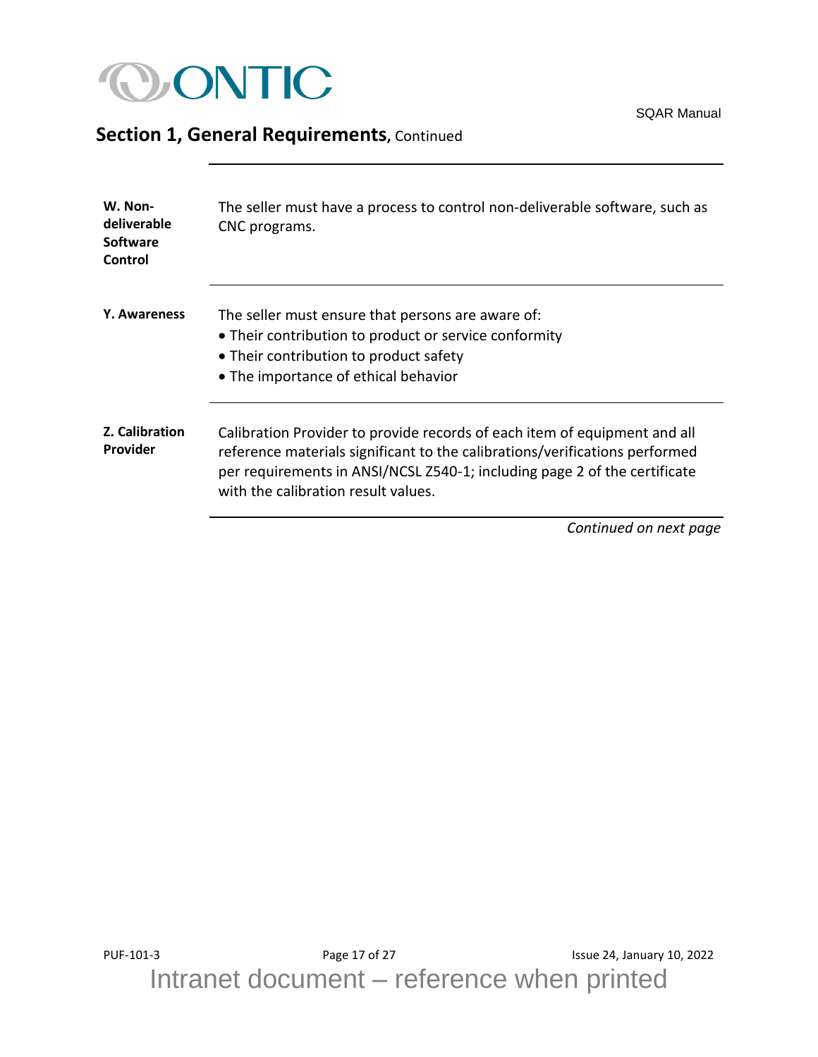## Section 1, General Requirements, Continued

**W. Non-deliverable Software Control**

The seller must have a process to control non-deliverable software, such as CNC programs.

**Y. Awareness**

The seller must ensure that persons are aware of:

- Their contribution to product or service conformity
- Their contribution to product safety
- The importance of ethical behavior

**Z. Calibration Provider**

Calibration Provider to provide records of each item of equipment and all reference materials significant to the calibrations/verifications performed per requirements in ANSI/NCSL Z540-1; including page 2 of the certificate with the calibration result values.

*Continued on next page*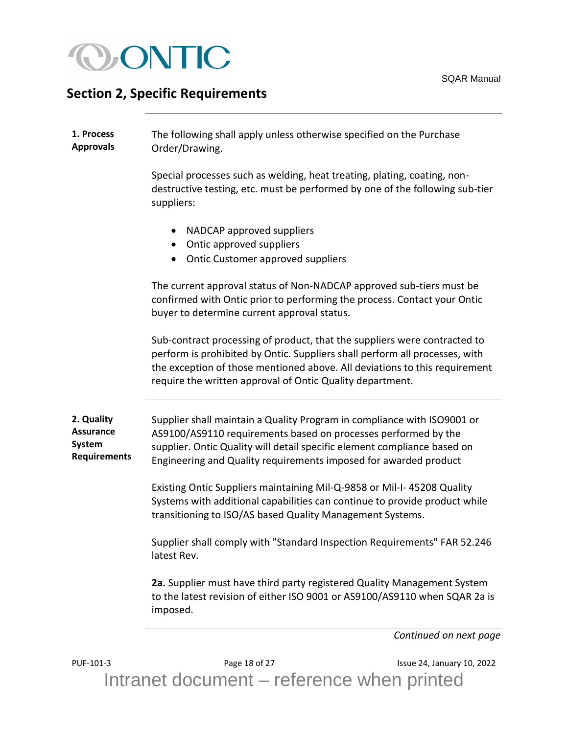## Section 2, Specific Requirements

**1. Process Approvals**

The following shall apply unless otherwise specified on the Purchase Order/Drawing.

Special processes such as welding, heat treating, plating, coating, non-destructive testing, etc. must be performed by one of the following sub-tier suppliers:

- NADCAP approved suppliers
- Ontic approved suppliers
- Ontic Customer approved suppliers

The current approval status of Non-NADCAP approved sub-tiers must be confirmed with Ontic prior to performing the process. Contact your Ontic buyer to determine current approval status.

Sub-contract processing of product, that the suppliers were contracted to perform is prohibited by Ontic. Suppliers shall perform all processes, with the exception of those mentioned above. All deviations to this requirement require the written approval of Ontic Quality department.

**2. Quality Assurance System Requirements**

Supplier shall maintain a Quality Program in compliance with ISO9001 or AS9100/AS9110 requirements based on processes performed by the supplier. Ontic Quality will detail specific element compliance based on Engineering and Quality requirements imposed for awarded product

Existing Ontic Suppliers maintaining Mil-Q-9858 or Mil-I- 45208 Quality Systems with additional capabilities can continue to provide product while transitioning to ISO/AS based Quality Management Systems.

Supplier shall comply with "Standard Inspection Requirements" FAR 52.246 latest Rev.

**2a.** Supplier must have third party registered Quality Management System to the latest revision of either ISO 9001 or AS9100/AS9110 when SQAR 2a is imposed.

*Continued on next page*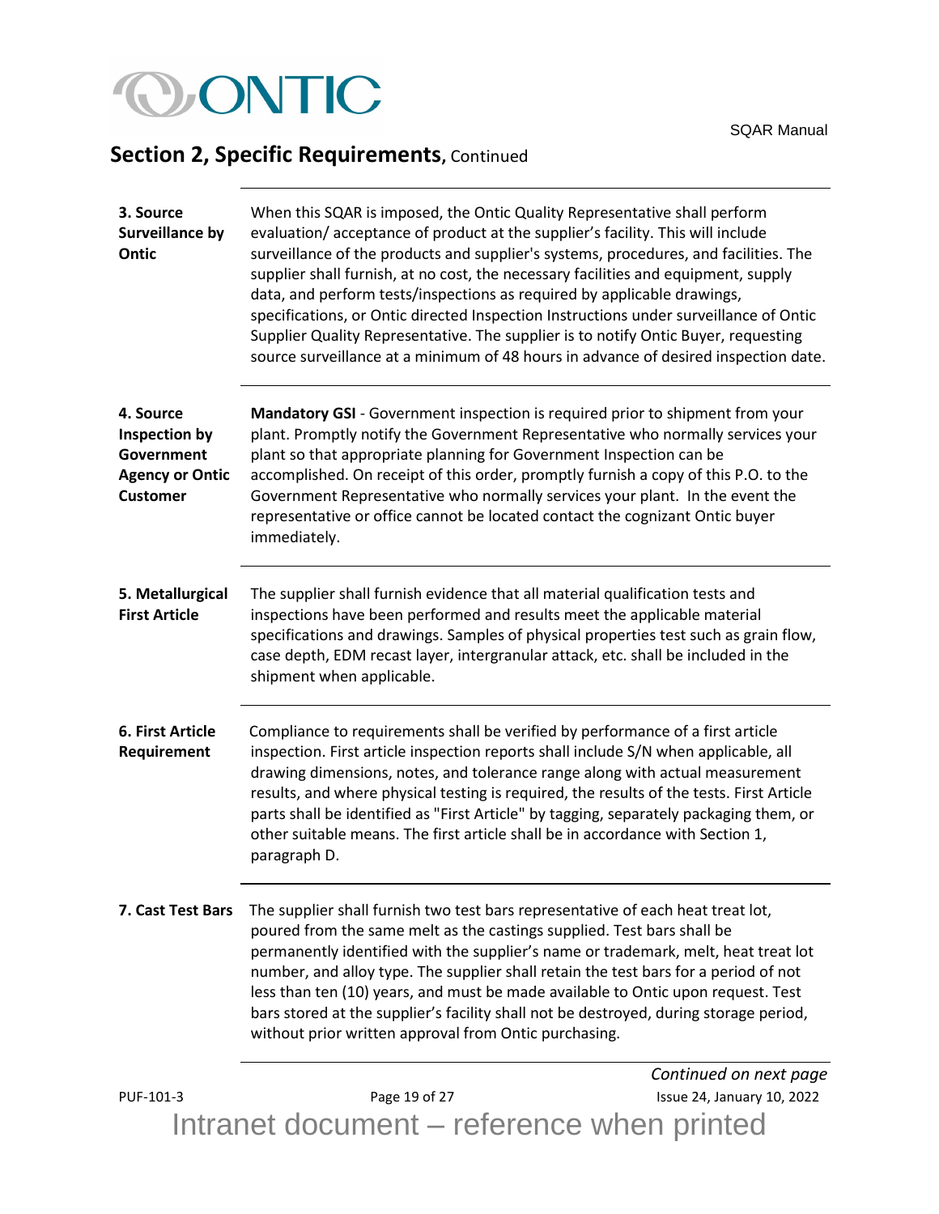## Section 2, Specific Requirements, Continued

**3. Source Surveillance by Ontic**

When this SQAR is imposed, the Ontic Quality Representative shall perform evaluation/ acceptance of product at the supplier's facility. This will include surveillance of the products and supplier's systems, procedures, and facilities. The supplier shall furnish, at no cost, the necessary facilities and equipment, supply data, and perform tests/inspections as required by applicable drawings, specifications, or Ontic directed Inspection Instructions under surveillance of Ontic Supplier Quality Representative. The supplier is to notify Ontic Buyer, requesting source surveillance at a minimum of 48 hours in advance of desired inspection date.

**4. Source Inspection by Government Agency or Ontic Customer**

**Mandatory GSI** - Government inspection is required prior to shipment from your plant. Promptly notify the Government Representative who normally services your plant so that appropriate planning for Government Inspection can be accomplished. On receipt of this order, promptly furnish a copy of this P.O. to the Government Representative who normally services your plant. In the event the representative or office cannot be located contact the cognizant Ontic buyer immediately.

**5. Metallurgical First Article**

The supplier shall furnish evidence that all material qualification tests and inspections have been performed and results meet the applicable material specifications and drawings. Samples of physical properties test such as grain flow, case depth, EDM recast layer, intergranular attack, etc. shall be included in the shipment when applicable.

**6. First Article Requirement**

Compliance to requirements shall be verified by performance of a first article inspection. First article inspection reports shall include S/N when applicable, all drawing dimensions, notes, and tolerance range along with actual measurement results, and where physical testing is required, the results of the tests. First Article parts shall be identified as "First Article" by tagging, separately packaging them, or other suitable means. The first article shall be in accordance with Section 1, paragraph D.

**7. Cast Test Bars**

The supplier shall furnish two test bars representative of each heat treat lot, poured from the same melt as the castings supplied. Test bars shall be permanently identified with the supplier's name or trademark, melt, heat treat lot number, and alloy type. The supplier shall retain the test bars for a period of not less than ten (10) years, and must be made available to Ontic upon request. Test bars stored at the supplier's facility shall not be destroyed, during storage period, without prior written approval from Ontic purchasing.

*Continued on next page*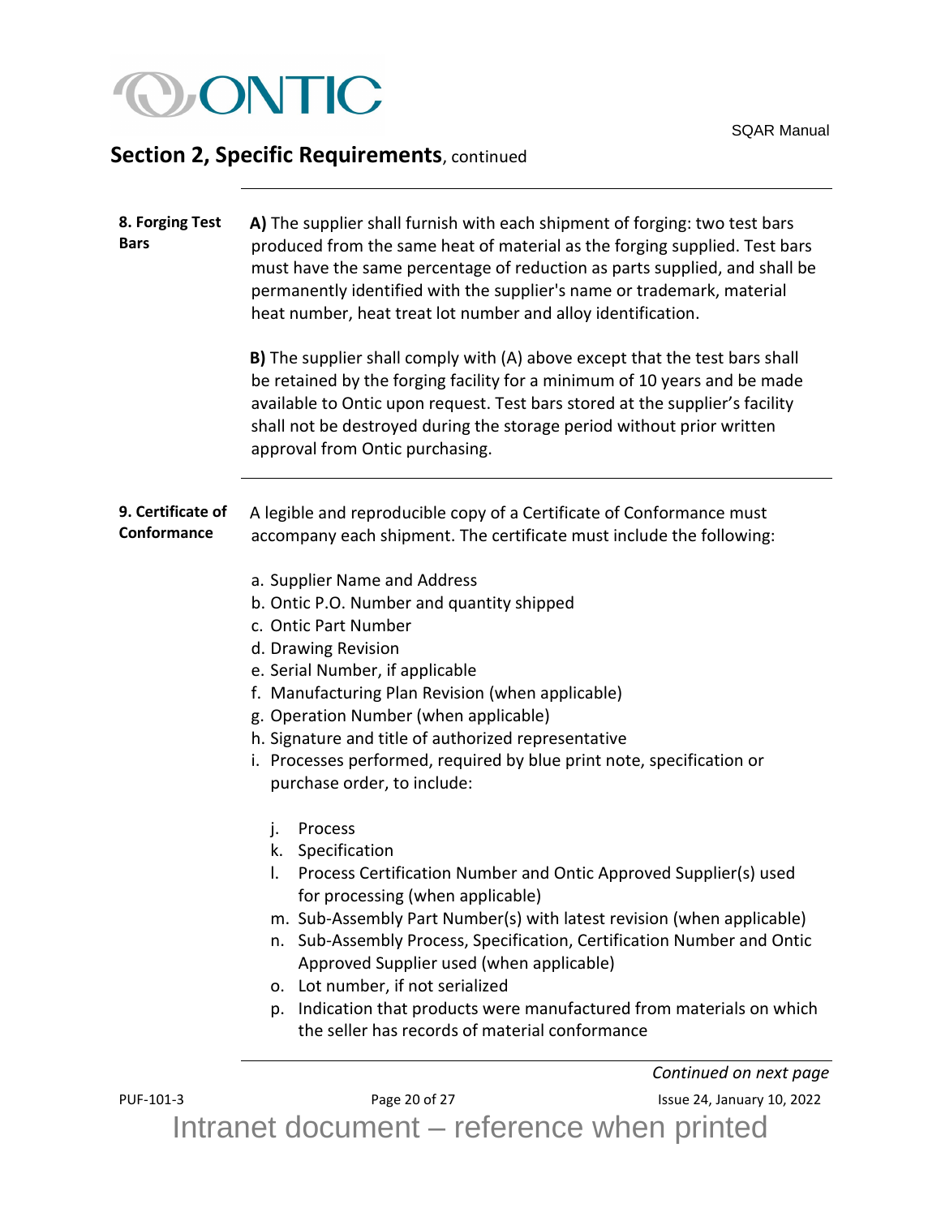## Section 2, Specific Requirements, continued

**8. Forging Test Bars**

**A)** The supplier shall furnish with each shipment of forging: two test bars produced from the same heat of material as the forging supplied. Test bars must have the same percentage of reduction as parts supplied, and shall be permanently identified with the supplier's name or trademark, material heat number, heat treat lot number and alloy identification.

**B)** The supplier shall comply with (A) above except that the test bars shall be retained by the forging facility for a minimum of 10 years and be made available to Ontic upon request. Test bars stored at the supplier's facility shall not be destroyed during the storage period without prior written approval from Ontic purchasing.

**9. Certificate of Conformance**

A legible and reproducible copy of a Certificate of Conformance must accompany each shipment. The certificate must include the following:

a. Supplier Name and Address
b. Ontic P.O. Number and quantity shipped
c. Ontic Part Number
d. Drawing Revision
e. Serial Number, if applicable
f. Manufacturing Plan Revision (when applicable)
g. Operation Number (when applicable)
h. Signature and title of authorized representative
i. Processes performed, required by blue print note, specification or purchase order, to include:

   j. Process
   k. Specification
   l. Process Certification Number and Ontic Approved Supplier(s) used for processing (when applicable)
   m. Sub-Assembly Part Number(s) with latest revision (when applicable)
   n. Sub-Assembly Process, Specification, Certification Number and Ontic Approved Supplier used (when applicable)
   o. Lot number, if not serialized
   p. Indication that products were manufactured from materials on which the seller has records of material conformance

*Continued on next page*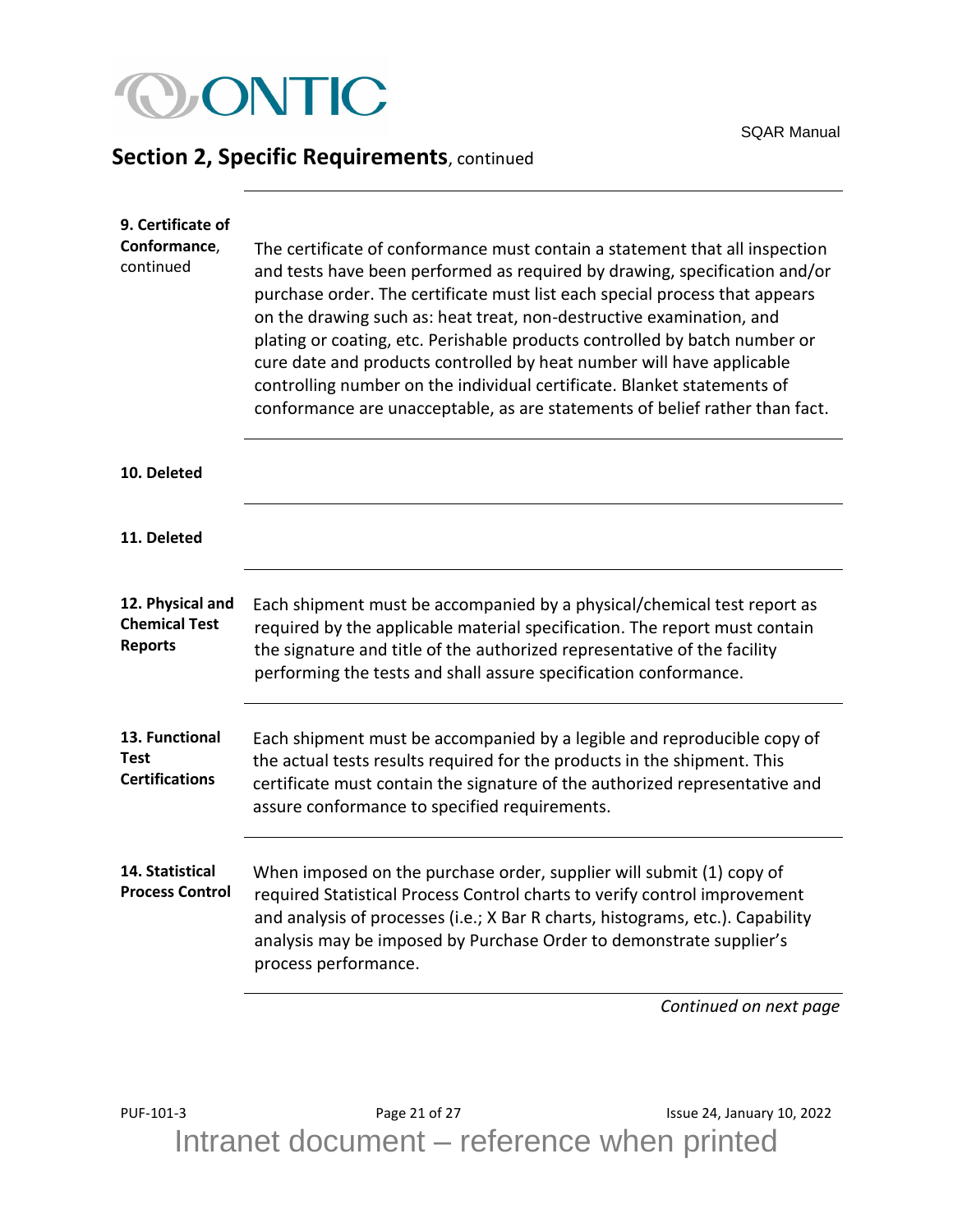## Section 2, Specific Requirements, continued

**9. Certificate of Conformance**, continued

The certificate of conformance must contain a statement that all inspection and tests have been performed as required by drawing, specification and/or purchase order. The certificate must list each special process that appears on the drawing such as: heat treat, non-destructive examination, and plating or coating, etc. Perishable products controlled by batch number or cure date and products controlled by heat number will have applicable controlling number on the individual certificate. Blanket statements of conformance are unacceptable, as are statements of belief rather than fact.

**10. Deleted**

**11. Deleted**

**12. Physical and Chemical Test Reports**

Each shipment must be accompanied by a physical/chemical test report as required by the applicable material specification. The report must contain the signature and title of the authorized representative of the facility performing the tests and shall assure specification conformance.

**13. Functional Test Certifications**

Each shipment must be accompanied by a legible and reproducible copy of the actual tests results required for the products in the shipment. This certificate must contain the signature of the authorized representative and assure conformance to specified requirements.

**14. Statistical Process Control**

When imposed on the purchase order, supplier will submit (1) copy of required Statistical Process Control charts to verify control improvement and analysis of processes (i.e.; X Bar R charts, histograms, etc.). Capability analysis may be imposed by Purchase Order to demonstrate supplier's process performance.

*Continued on next page*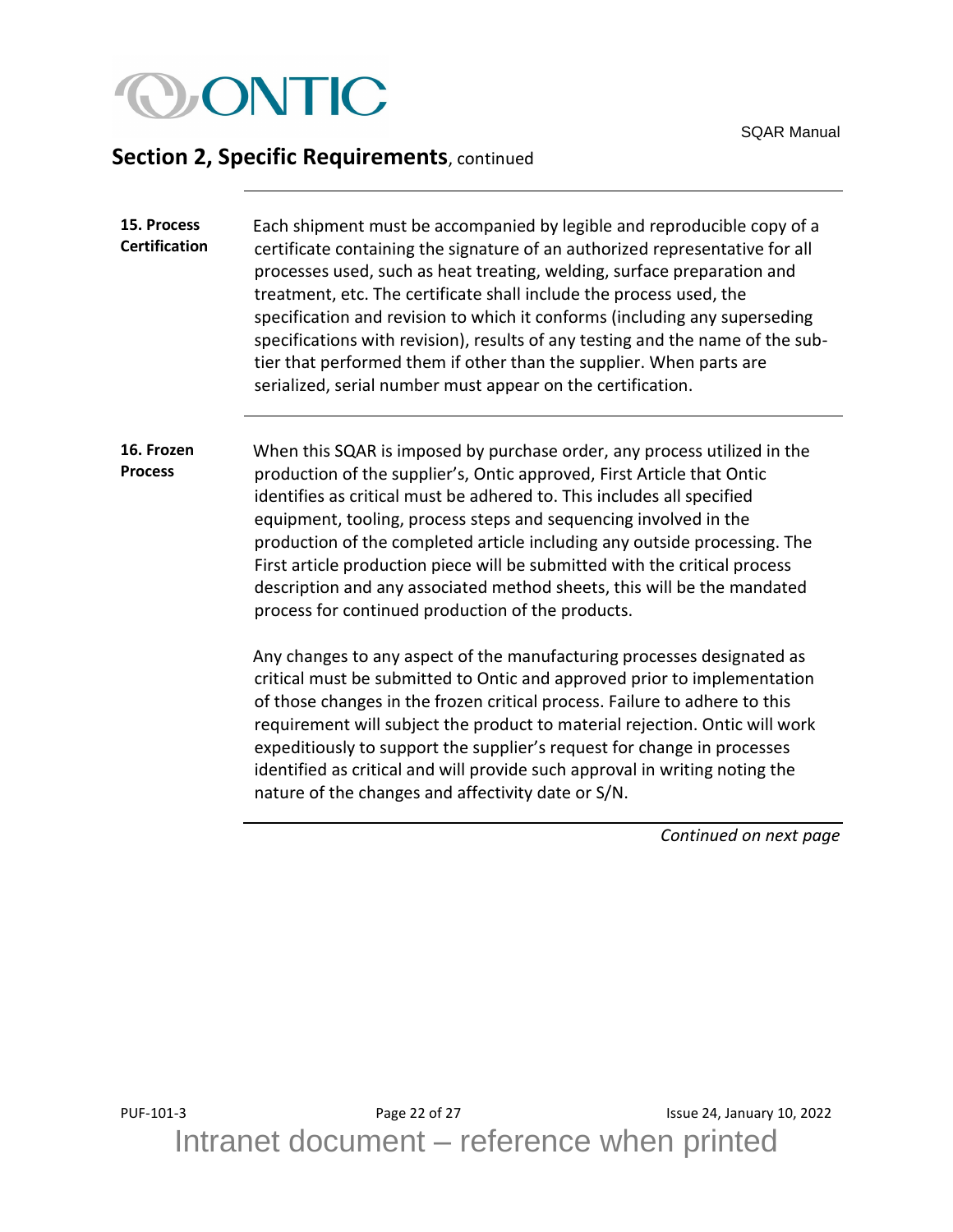## Section 2, Specific Requirements, continued

**15. Process Certification**

Each shipment must be accompanied by legible and reproducible copy of a certificate containing the signature of an authorized representative for all processes used, such as heat treating, welding, surface preparation and treatment, etc. The certificate shall include the process used, the specification and revision to which it conforms (including any superseding specifications with revision), results of any testing and the name of the sub-tier that performed them if other than the supplier. When parts are serialized, serial number must appear on the certification.

**16. Frozen Process**

When this SQAR is imposed by purchase order, any process utilized in the production of the supplier's, Ontic approved, First Article that Ontic identifies as critical must be adhered to. This includes all specified equipment, tooling, process steps and sequencing involved in the production of the completed article including any outside processing. The First article production piece will be submitted with the critical process description and any associated method sheets, this will be the mandated process for continued production of the products.

Any changes to any aspect of the manufacturing processes designated as critical must be submitted to Ontic and approved prior to implementation of those changes in the frozen critical process. Failure to adhere to this requirement will subject the product to material rejection. Ontic will work expeditiously to support the supplier's request for change in processes identified as critical and will provide such approval in writing noting the nature of the changes and affectivity date or S/N.

*Continued on next page*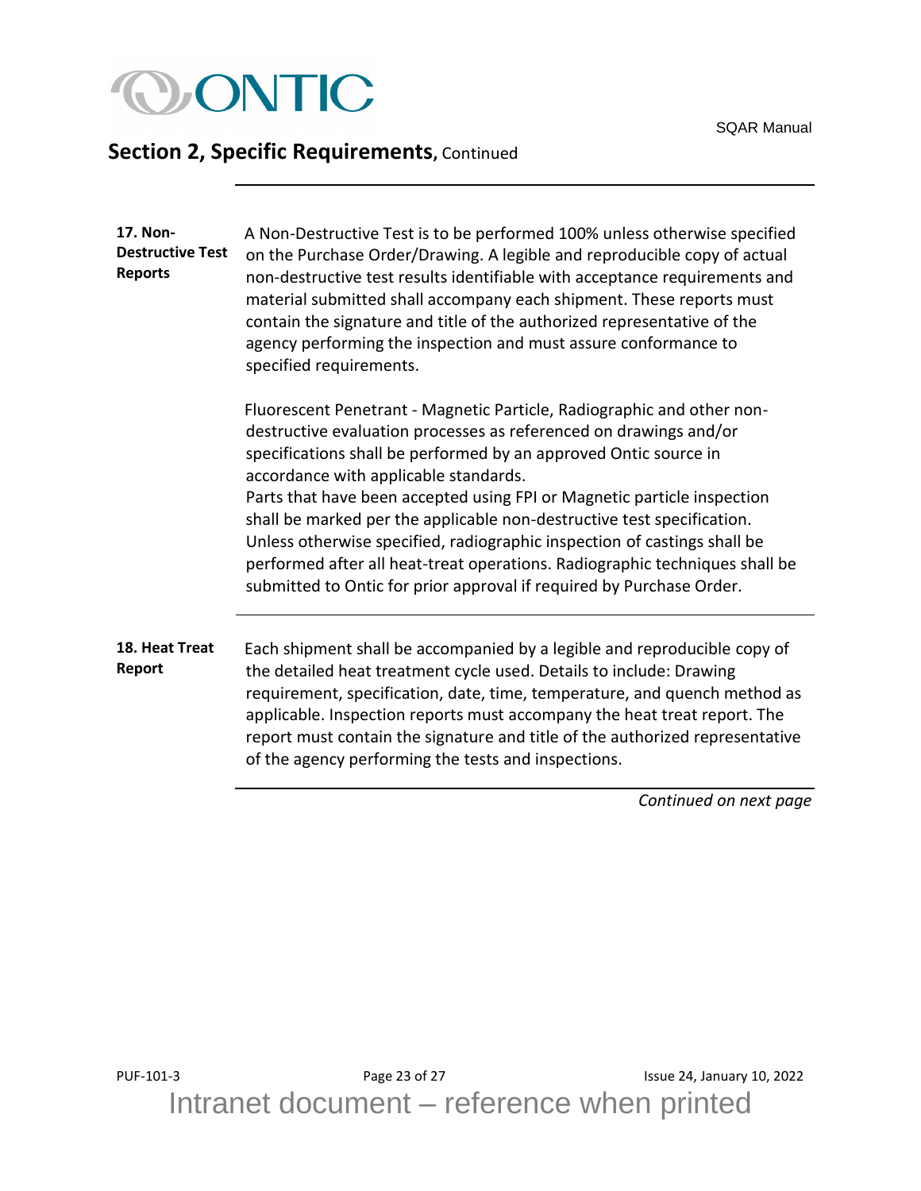## Section 2, Specific Requirements, Continued

**17. Non-Destructive Test Reports**

A Non-Destructive Test is to be performed 100% unless otherwise specified on the Purchase Order/Drawing. A legible and reproducible copy of actual non-destructive test results identifiable with acceptance requirements and material submitted shall accompany each shipment. These reports must contain the signature and title of the authorized representative of the agency performing the inspection and must assure conformance to specified requirements.

Fluorescent Penetrant - Magnetic Particle, Radiographic and other non-destructive evaluation processes as referenced on drawings and/or specifications shall be performed by an approved Ontic source in accordance with applicable standards.
Parts that have been accepted using FPI or Magnetic particle inspection shall be marked per the applicable non-destructive test specification. Unless otherwise specified, radiographic inspection of castings shall be performed after all heat-treat operations. Radiographic techniques shall be submitted to Ontic for prior approval if required by Purchase Order.

**18. Heat Treat Report**

Each shipment shall be accompanied by a legible and reproducible copy of the detailed heat treatment cycle used. Details to include: Drawing requirement, specification, date, time, temperature, and quench method as applicable. Inspection reports must accompany the heat treat report. The report must contain the signature and title of the authorized representative of the agency performing the tests and inspections.

*Continued on next page*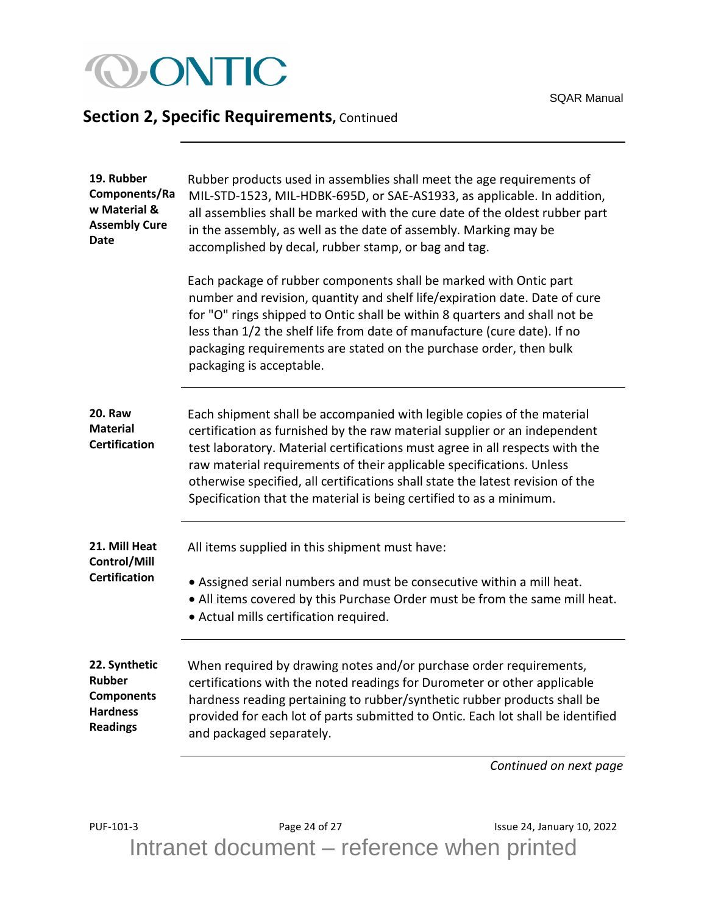## Section 2, Specific Requirements, Continued

**19. Rubber Components/Raw Material & Assembly Cure Date**

Rubber products used in assemblies shall meet the age requirements of MIL-STD-1523, MIL-HDBK-695D, or SAE-AS1933, as applicable. In addition, all assemblies shall be marked with the cure date of the oldest rubber part in the assembly, as well as the date of assembly. Marking may be accomplished by decal, rubber stamp, or bag and tag.

Each package of rubber components shall be marked with Ontic part number and revision, quantity and shelf life/expiration date. Date of cure for "O" rings shipped to Ontic shall be within 8 quarters and shall not be less than 1/2 the shelf life from date of manufacture (cure date). If no packaging requirements are stated on the purchase order, then bulk packaging is acceptable.

---

**20. Raw Material Certification**

Each shipment shall be accompanied with legible copies of the material certification as furnished by the raw material supplier or an independent test laboratory. Material certifications must agree in all respects with the raw material requirements of their applicable specifications. Unless otherwise specified, all certifications shall state the latest revision of the Specification that the material is being certified to as a minimum.

---

**21. Mill Heat Control/Mill Certification**

All items supplied in this shipment must have:

- Assigned serial numbers and must be consecutive within a mill heat.
- All items covered by this Purchase Order must be from the same mill heat.
- Actual mills certification required.

---

**22. Synthetic Rubber Components Hardness Readings**

When required by drawing notes and/or purchase order requirements, certifications with the noted readings for Durometer or other applicable hardness reading pertaining to rubber/synthetic rubber products shall be provided for each lot of parts submitted to Ontic. Each lot shall be identified and packaged separately.

---

*Continued on next page*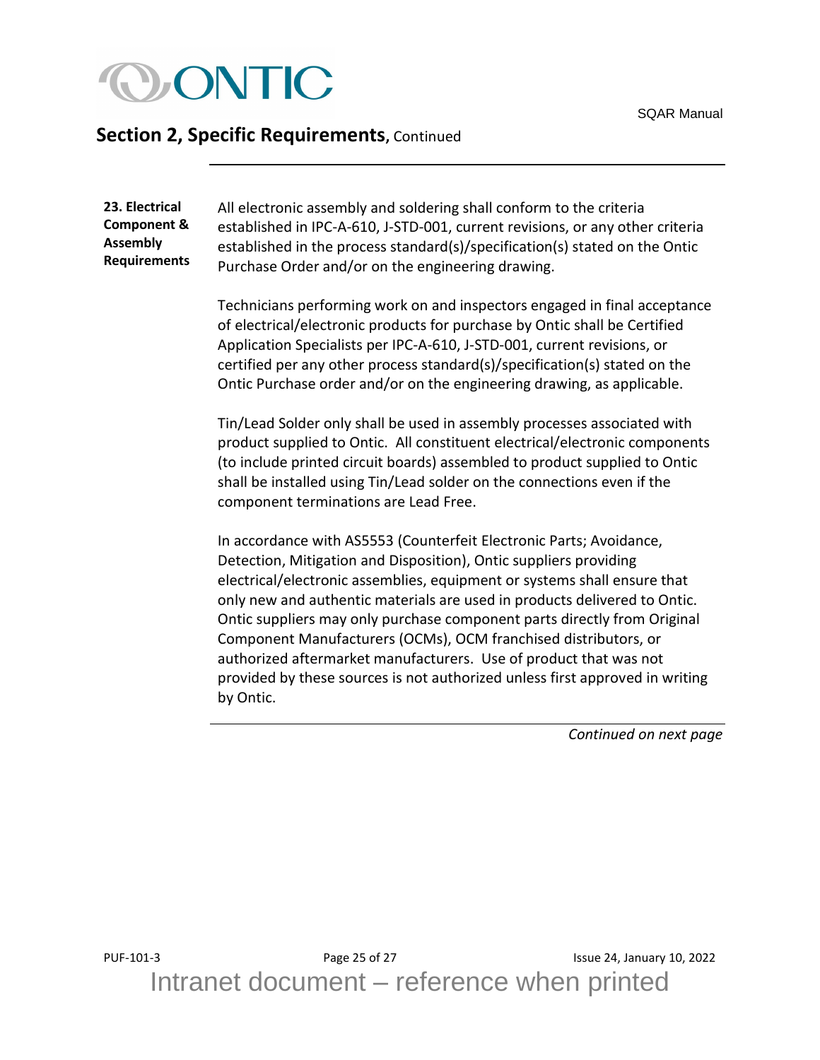## Section 2, Specific Requirements, Continued

**23. Electrical Component & Assembly Requirements**

All electronic assembly and soldering shall conform to the criteria established in IPC-A-610, J-STD-001, current revisions, or any other criteria established in the process standard(s)/specification(s) stated on the Ontic Purchase Order and/or on the engineering drawing.

Technicians performing work on and inspectors engaged in final acceptance of electrical/electronic products for purchase by Ontic shall be Certified Application Specialists per IPC-A-610, J-STD-001, current revisions, or certified per any other process standard(s)/specification(s) stated on the Ontic Purchase order and/or on the engineering drawing, as applicable.

Tin/Lead Solder only shall be used in assembly processes associated with product supplied to Ontic. All constituent electrical/electronic components (to include printed circuit boards) assembled to product supplied to Ontic shall be installed using Tin/Lead solder on the connections even if the component terminations are Lead Free.

In accordance with AS5553 (Counterfeit Electronic Parts; Avoidance, Detection, Mitigation and Disposition), Ontic suppliers providing electrical/electronic assemblies, equipment or systems shall ensure that only new and authentic materials are used in products delivered to Ontic. Ontic suppliers may only purchase component parts directly from Original Component Manufacturers (OCMs), OCM franchised distributors, or authorized aftermarket manufacturers. Use of product that was not provided by these sources is not authorized unless first approved in writing by Ontic.

*Continued on next page*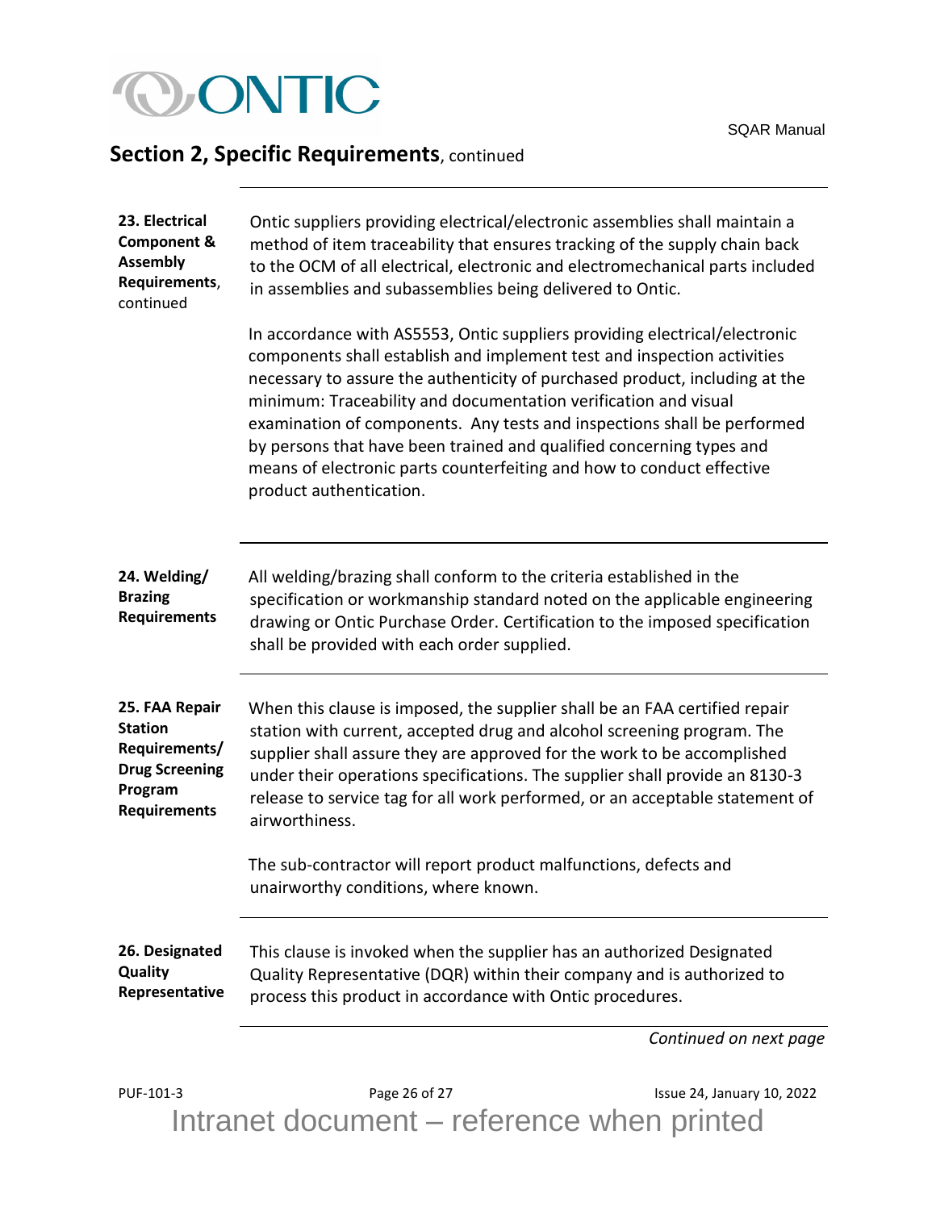## Section 2, Specific Requirements, continued

**23. Electrical Component & Assembly Requirements**, continued

Ontic suppliers providing electrical/electronic assemblies shall maintain a method of item traceability that ensures tracking of the supply chain back to the OCM of all electrical, electronic and electromechanical parts included in assemblies and subassemblies being delivered to Ontic.

In accordance with AS5553, Ontic suppliers providing electrical/electronic components shall establish and implement test and inspection activities necessary to assure the authenticity of purchased product, including at the minimum: Traceability and documentation verification and visual examination of components. Any tests and inspections shall be performed by persons that have been trained and qualified concerning types and means of electronic parts counterfeiting and how to conduct effective product authentication.

---

**24. Welding/ Brazing Requirements**

All welding/brazing shall conform to the criteria established in the specification or workmanship standard noted on the applicable engineering drawing or Ontic Purchase Order. Certification to the imposed specification shall be provided with each order supplied.

---

**25. FAA Repair Station Requirements/ Drug Screening Program Requirements**

When this clause is imposed, the supplier shall be an FAA certified repair station with current, accepted drug and alcohol screening program. The supplier shall assure they are approved for the work to be accomplished under their operations specifications. The supplier shall provide an 8130-3 release to service tag for all work performed, or an acceptable statement of airworthiness.

The sub-contractor will report product malfunctions, defects and unairworthy conditions, where known.

---

**26. Designated Quality Representative**

This clause is invoked when the supplier has an authorized Designated Quality Representative (DQR) within their company and is authorized to process this product in accordance with Ontic procedures.

*Continued on next page*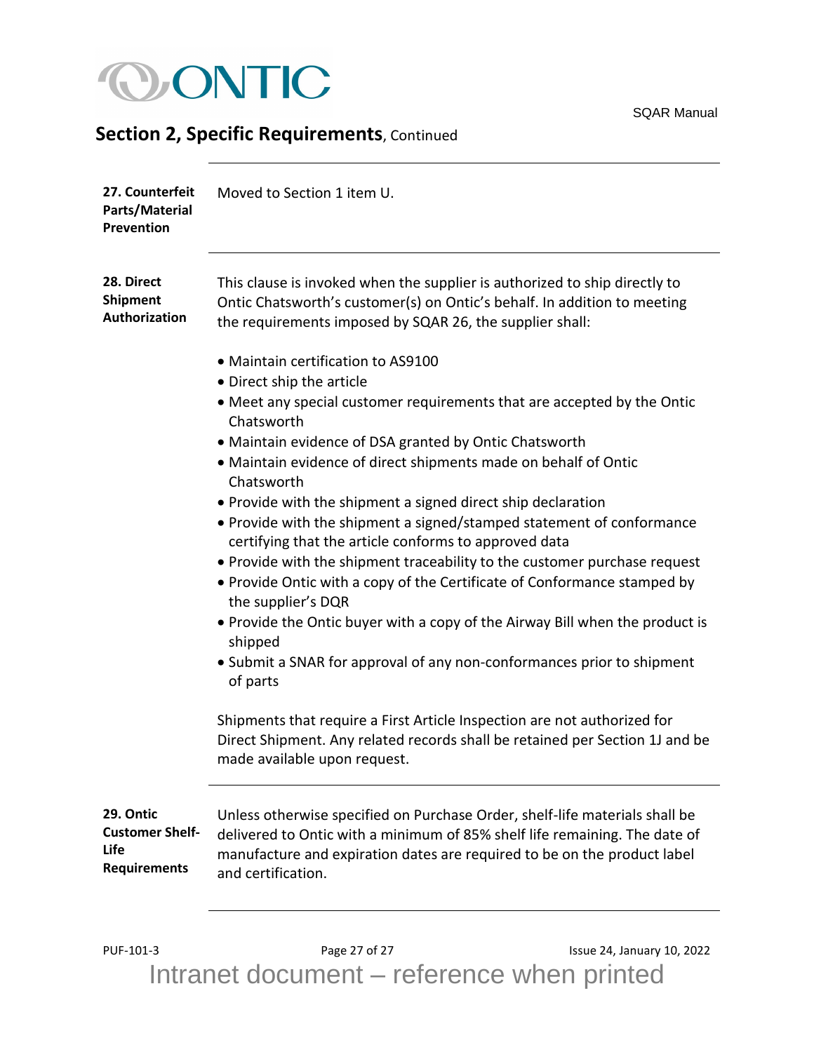## Section 2, Specific Requirements, Continued

**27. Counterfeit Parts/Material Prevention**

Moved to Section 1 item U.

**28. Direct Shipment Authorization**

This clause is invoked when the supplier is authorized to ship directly to Ontic Chatsworth's customer(s) on Ontic's behalf. In addition to meeting the requirements imposed by SQAR 26, the supplier shall:

- Maintain certification to AS9100
- Direct ship the article
- Meet any special customer requirements that are accepted by the Ontic Chatsworth
- Maintain evidence of DSA granted by Ontic Chatsworth
- Maintain evidence of direct shipments made on behalf of Ontic Chatsworth
- Provide with the shipment a signed direct ship declaration
- Provide with the shipment a signed/stamped statement of conformance certifying that the article conforms to approved data
- Provide with the shipment traceability to the customer purchase request
- Provide Ontic with a copy of the Certificate of Conformance stamped by the supplier's DQR
- Provide the Ontic buyer with a copy of the Airway Bill when the product is shipped
- Submit a SNAR for approval of any non-conformances prior to shipment of parts

Shipments that require a First Article Inspection are not authorized for Direct Shipment. Any related records shall be retained per Section 1J and be made available upon request.

**29. Ontic Customer Shelf-Life Requirements**

Unless otherwise specified on Purchase Order, shelf-life materials shall be delivered to Ontic with a minimum of 85% shelf life remaining. The date of manufacture and expiration dates are required to be on the product label and certification.